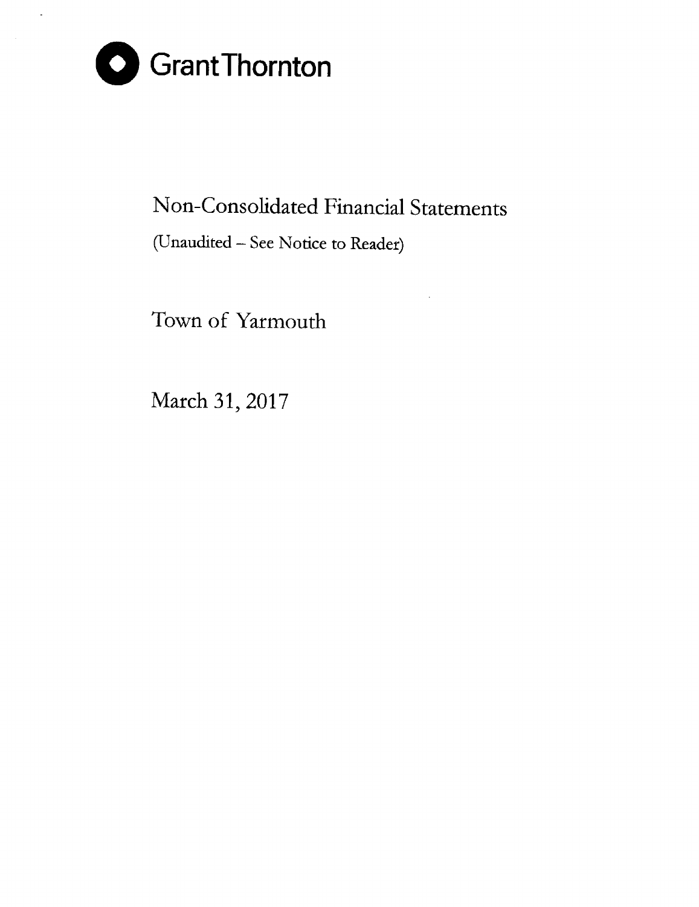Grant Thornton

# Non-Consolidated Financial Statements

(Unaudited – See Notice to Reader)

## Town of Yarmouth

March 31, 2017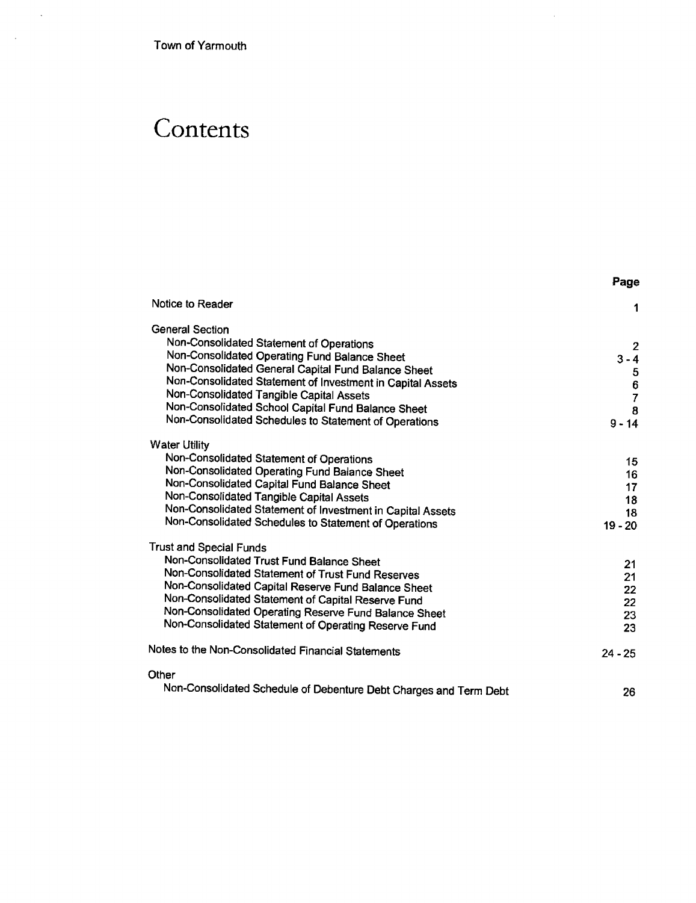Town of Yarmouth

# Contents

| | Page |
|---|---|
| Notice to Reader | 1 |
| **General Section** | |
| Non-Consolidated Statement of Operations | 2 |
| Non-Consolidated Operating Fund Balance Sheet | 3 - 4 |
| Non-Consolidated General Capital Fund Balance Sheet | 5 |
| Non-Consolidated Statement of Investment in Capital Assets | 6 |
| Non-Consolidated Tangible Capital Assets | 7 |
| Non-Consolidated School Capital Fund Balance Sheet | 8 |
| Non-Consolidated Schedules to Statement of Operations | 9 - 14 |
| **Water Utility** | |
| Non-Consolidated Statement of Operations | 15 |
| Non-Consolidated Operating Fund Balance Sheet | 16 |
| Non-Consolidated Capital Fund Balance Sheet | 17 |
| Non-Consolidated Tangible Capital Assets | 18 |
| Non-Consolidated Statement of Investment in Capital Assets | 18 |
| Non-Consolidated Schedules to Statement of Operations | 19 - 20 |
| **Trust and Special Funds** | |
| Non-Consolidated Trust Fund Balance Sheet | 21 |
| Non-Consolidated Statement of Trust Fund Reserves | 21 |
| Non-Consolidated Capital Reserve Fund Balance Sheet | 22 |
| Non-Consolidated Statement of Capital Reserve Fund | 22 |
| Non-Consolidated Operating Reserve Fund Balance Sheet | 23 |
| Non-Consolidated Statement of Operating Reserve Fund | 23 |
| Notes to the Non-Consolidated Financial Statements | 24 - 25 |
| **Other** | |
| Non-Consolidated Schedule of Debenture Debt Charges and Term Debt | 26 |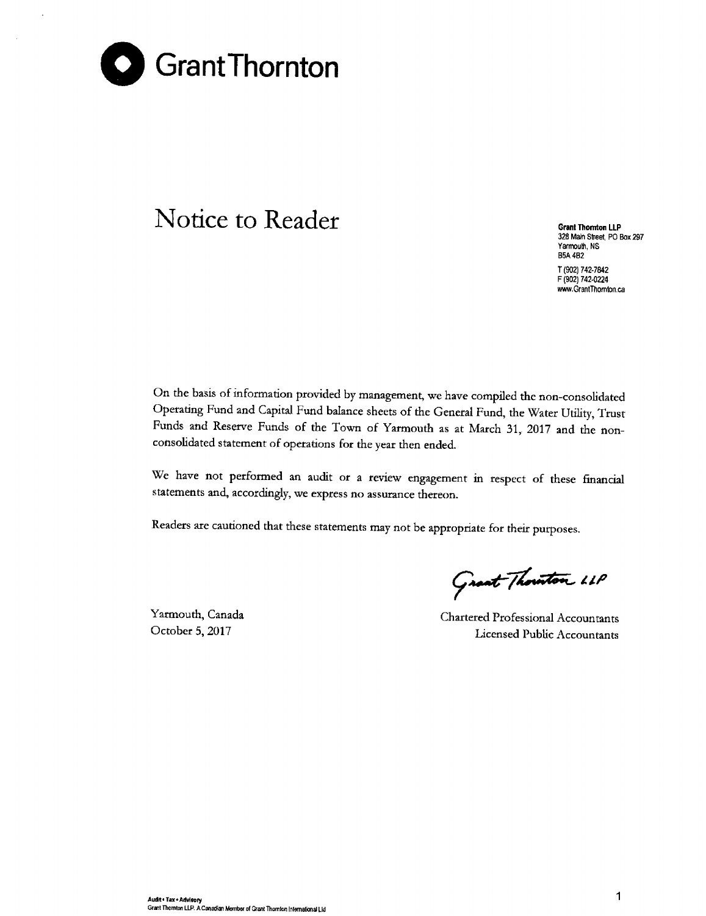# Grant Thornton

## Notice to Reader

**Grant Thornton LLP**
328 Main Street, PO Box 297
Yarmouth, NS
B5A 4B2

T (902) 742-7842
F (902) 742-0224
www.GrantThornton.ca

On the basis of information provided by management, we have compiled the non-consolidated Operating Fund and Capital Fund balance sheets of the General Fund, the Water Utility, Trust Funds and Reserve Funds of the Town of Yarmouth as at March 31, 2017 and the non-consolidated statement of operations for the year then ended.

We have not performed an audit or a review engagement in respect of these financial statements and, accordingly, we express no assurance thereon.

Readers are cautioned that these statements may not be appropriate for their purposes.

Grant Thornton LLP

Chartered Professional Accountants
Licensed Public Accountants

Yarmouth, Canada
October 5, 2017

Audit • Tax • Advisory
Grant Thornton LLP. A Canadian Member of Grant Thornton International Ltd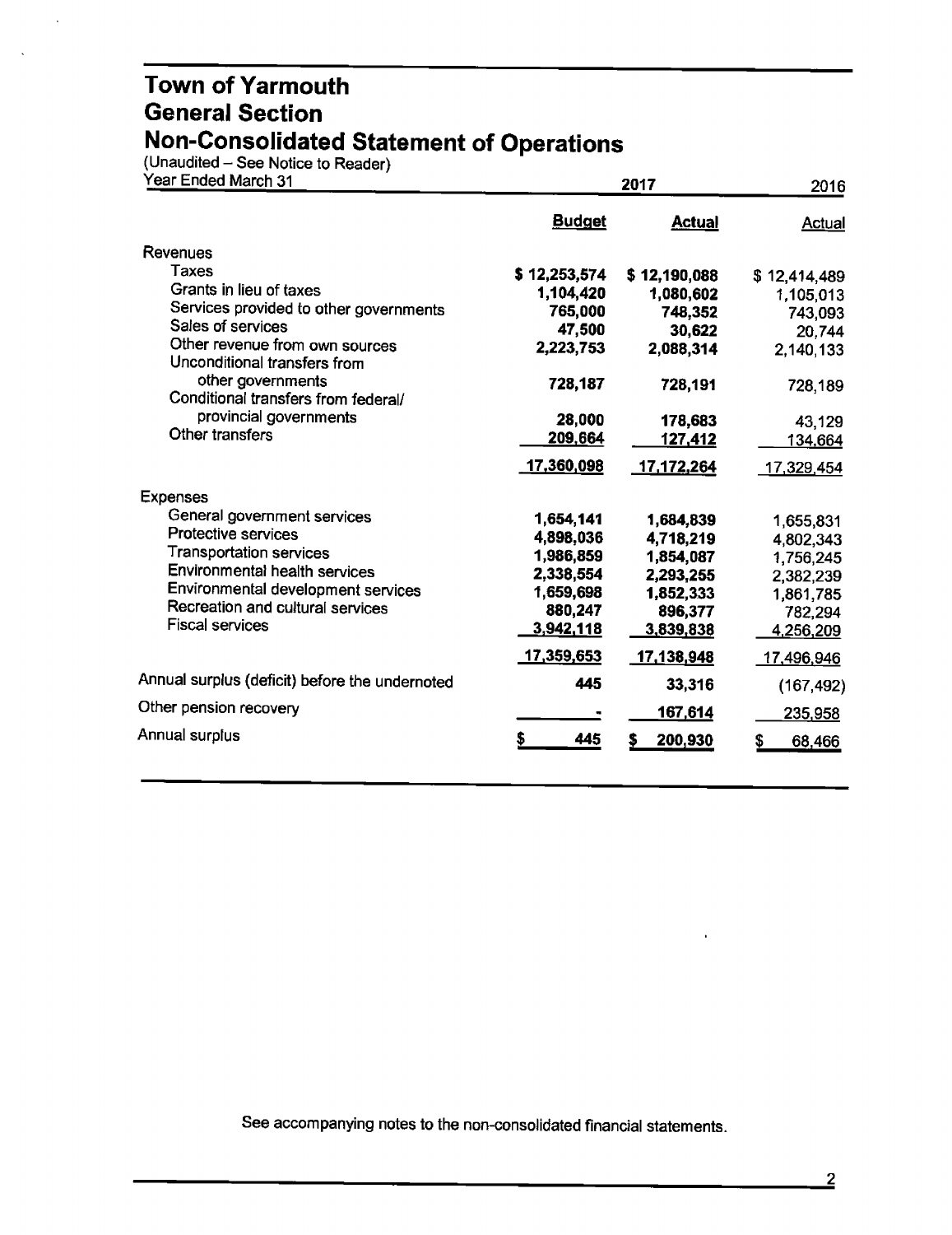# Town of Yarmouth
# General Section
# Non-Consolidated Statement of Operations

(Unaudited – See Notice to Reader)

| Year Ended March 31 | 2017 Budget | 2017 Actual | 2016 Actual |
|---|---|---|---|
| **Revenues** | | | |
| Taxes | $ 12,253,574 | $ 12,190,088 | $ 12,414,489 |
| Grants in lieu of taxes | 1,104,420 | 1,080,602 | 1,105,013 |
| Services provided to other governments | 765,000 | 748,352 | 743,093 |
| Sales of services | 47,500 | 30,622 | 20,744 |
| Other revenue from own sources | 2,223,753 | 2,088,314 | 2,140,133 |
| Unconditional transfers from other governments | 728,187 | 728,191 | 728,189 |
| Conditional transfers from federal/provincial governments | 28,000 | 178,683 | 43,129 |
| Other transfers | 209,664 | 127,412 | 134,664 |
| | 17,360,098 | 17,172,264 | 17,329,454 |
| **Expenses** | | | |
| General government services | 1,654,141 | 1,684,839 | 1,655,831 |
| Protective services | 4,898,036 | 4,718,219 | 4,802,343 |
| Transportation services | 1,986,859 | 1,854,087 | 1,756,245 |
| Environmental health services | 2,338,554 | 2,293,255 | 2,382,239 |
| Environmental development services | 1,659,698 | 1,852,333 | 1,861,785 |
| Recreation and cultural services | 880,247 | 896,377 | 782,294 |
| Fiscal services | 3,942,118 | 3,839,838 | 4,256,209 |
| | 17,359,653 | 17,138,948 | 17,496,946 |
| Annual surplus (deficit) before the undernoted | 445 | 33,316 | (167,492) |
| Other pension recovery | - | 167,614 | 235,958 |
| Annual surplus | $ 445 | $ 200,930 | $ 68,466 |

See accompanying notes to the non-consolidated financial statements.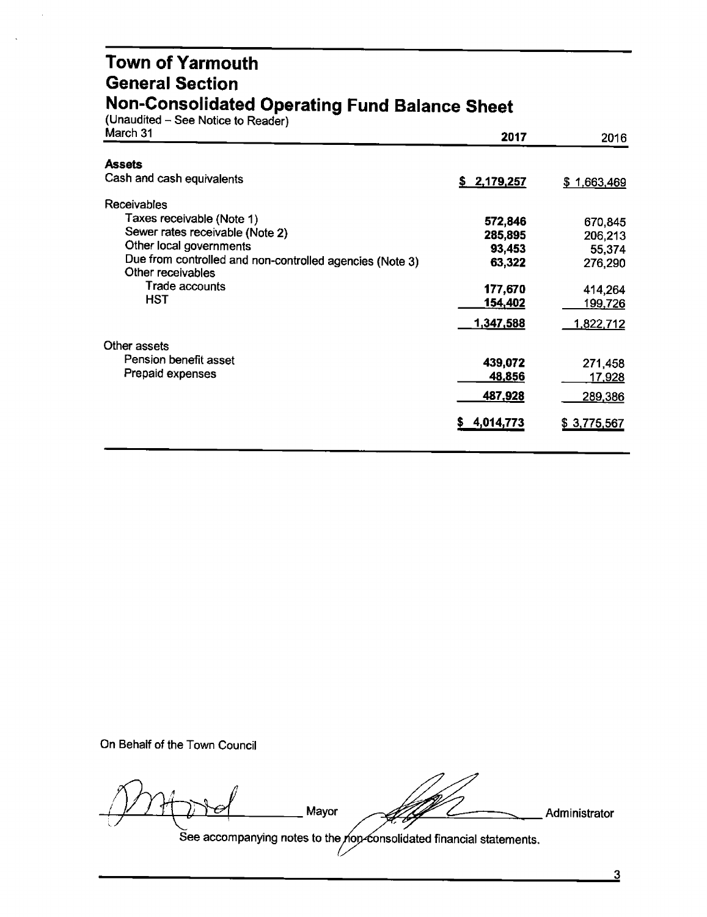# Town of Yarmouth
## General Section
## Non-Consolidated Operating Fund Balance Sheet

(Unaudited – See Notice to Reader)

| March 31 | 2017 | 2016 |
|---|---|---|
| **Assets** | | |
| Cash and cash equivalents | **$ 2,179,257** | $ 1,663,469 |
| Receivables | | |
| Taxes receivable (Note 1) | **572,846** | 670,845 |
| Sewer rates receivable (Note 2) | **285,895** | 206,213 |
| Other local governments | **93,453** | 55,374 |
| Due from controlled and non-controlled agencies (Note 3) | **63,322** | 276,290 |
| Other receivables | | |
| Trade accounts | **177,670** | 414,264 |
| HST | **154,402** | 199,726 |
| | **1,347,588** | 1,822,712 |
| Other assets | | |
| Pension benefit asset | **439,072** | 271,458 |
| Prepaid expenses | **48,856** | 17,928 |
| | **487,928** | 289,386 |
| | **$ 4,014,773** | $ 3,775,567 |

On Behalf of the Town Council

_________________ Mayor _________________ Administrator

See accompanying notes to the non-consolidated financial statements.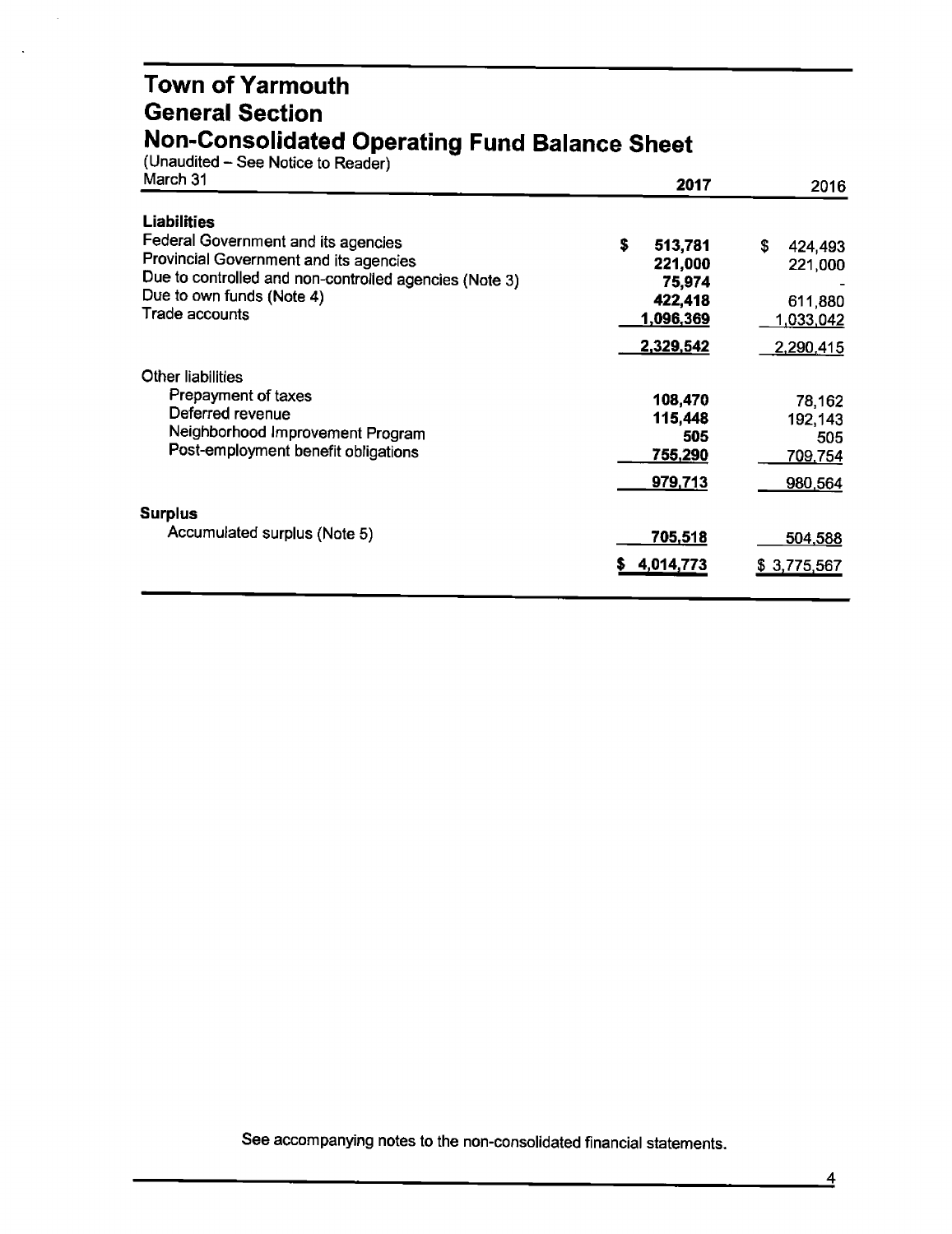# Town of Yarmouth
## General Section
## Non-Consolidated Operating Fund Balance Sheet

(Unaudited – See Notice to Reader)

| March 31 | 2017 | 2016 |
|---|---|---|
| **Liabilities** | | |
| Federal Government and its agencies | **$ 513,781** | $ 424,493 |
| Provincial Government and its agencies | **221,000** | 221,000 |
| Due to controlled and non-controlled agencies (Note 3) | **75,974** | - |
| Due to own funds (Note 4) | **422,418** | 611,880 |
| Trade accounts | **1,096,369** | 1,033,042 |
| | **2,329,542** | 2,290,415 |
| Other liabilities | | |
| Prepayment of taxes | **108,470** | 78,162 |
| Deferred revenue | **115,448** | 192,143 |
| Neighborhood Improvement Program | **505** | 505 |
| Post-employment benefit obligations | **755,290** | 709,754 |
| | **979,713** | 980,564 |
| **Surplus** | | |
| Accumulated surplus (Note 5) | **705,518** | 504,588 |
| | **$ 4,014,773** | $ 3,775,567 |

See accompanying notes to the non-consolidated financial statements.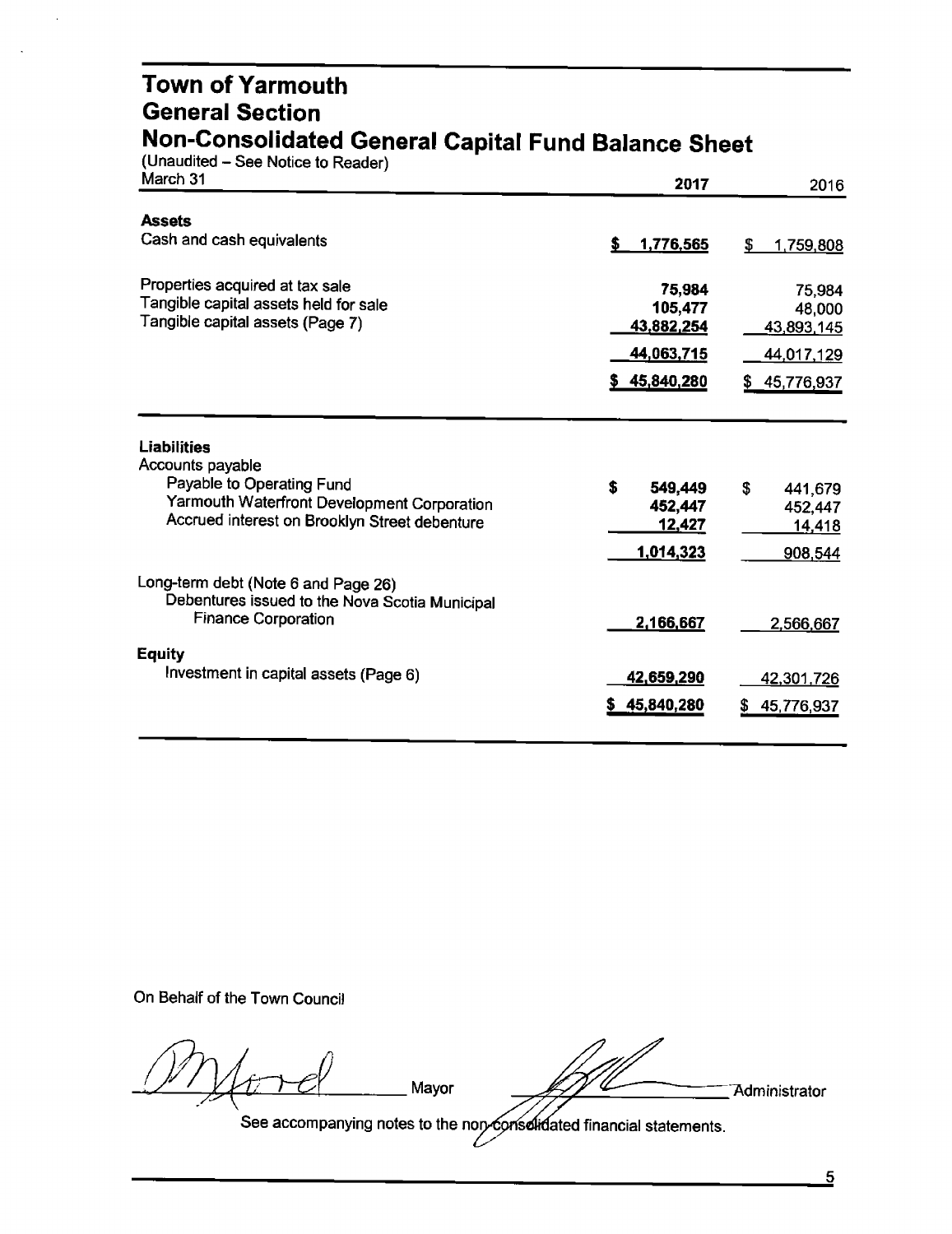# Town of Yarmouth
## General Section
## Non-Consolidated General Capital Fund Balance Sheet

(Unaudited – See Notice to Reader)

| March 31 | 2017 | 2016 |
|---|---|---|
| **Assets** | | |
| Cash and cash equivalents | $ 1,776,565 | $ 1,759,808 |
| | | |
| Properties acquired at tax sale | 75,984 | 75,984 |
| Tangible capital assets held for sale | 105,477 | 48,000 |
| Tangible capital assets (Page 7) | 43,882,254 | 43,893,145 |
| | 44,063,715 | 44,017,129 |
| | $ 45,840,280 | $ 45,776,937 |
| **Liabilities** | | |
| Accounts payable | | |
| Payable to Operating Fund | $ 549,449 | $ 441,679 |
| Yarmouth Waterfront Development Corporation | 452,447 | 452,447 |
| Accrued interest on Brooklyn Street debenture | 12,427 | 14,418 |
| | 1,014,323 | 908,544 |
| Long-term debt (Note 6 and Page 26) | | |
| Debentures issued to the Nova Scotia Municipal Finance Corporation | 2,166,667 | 2,566,667 |
| **Equity** | | |
| Investment in capital assets (Page 6) | 42,659,290 | 42,301,726 |
| | $ 45,840,280 | $ 45,776,937 |

On Behalf of the Town Council

_______________ Mayor _______________ Administrator

See accompanying notes to the non-consolidated financial statements.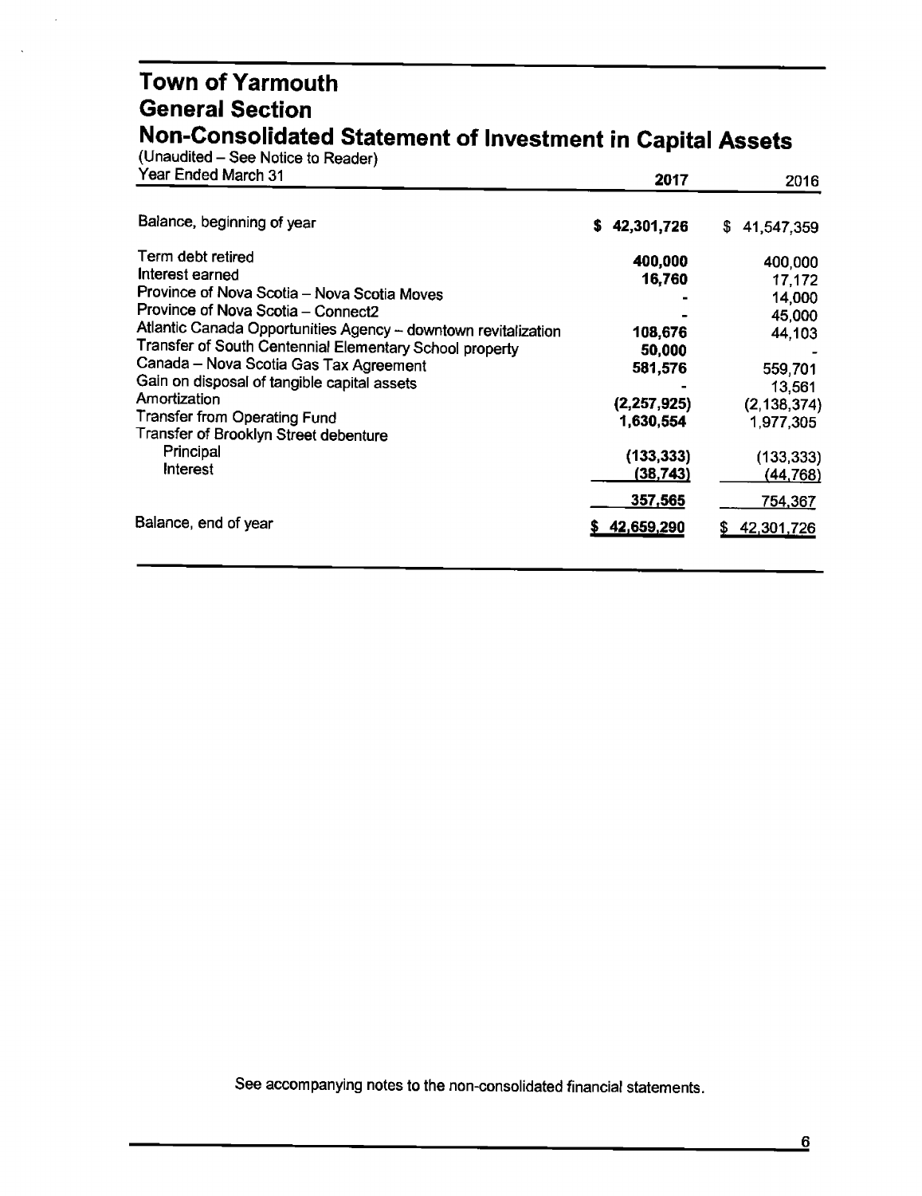# Town of Yarmouth
## General Section
## Non-Consolidated Statement of Investment in Capital Assets

(Unaudited – See Notice to Reader)

| Year Ended March 31 | 2017 | 2016 |
|---|---|---|
| Balance, beginning of year | **$ 42,301,726** | $ 41,547,359 |
| Term debt retired | **400,000** | 400,000 |
| Interest earned | **16,760** | 17,172 |
| Province of Nova Scotia – Nova Scotia Moves | **-** | 14,000 |
| Province of Nova Scotia – Connect2 | **-** | 45,000 |
| Atlantic Canada Opportunities Agency – downtown revitalization | **108,676** | 44,103 |
| Transfer of South Centennial Elementary School property | **50,000** | - |
| Canada – Nova Scotia Gas Tax Agreement | **581,576** | 559,701 |
| Gain on disposal of tangible capital assets | **-** | 13,561 |
| Amortization | **(2,257,925)** | (2,138,374) |
| Transfer from Operating Fund | **1,630,554** | 1,977,305 |
| Transfer of Brooklyn Street debenture | | |
| Principal | **(133,333)** | (133,333) |
| Interest | **(38,743)** | (44,768) |
| | **357,565** | 754,367 |
| Balance, end of year | **$ 42,659,290** | $ 42,301,726 |

See accompanying notes to the non-consolidated financial statements.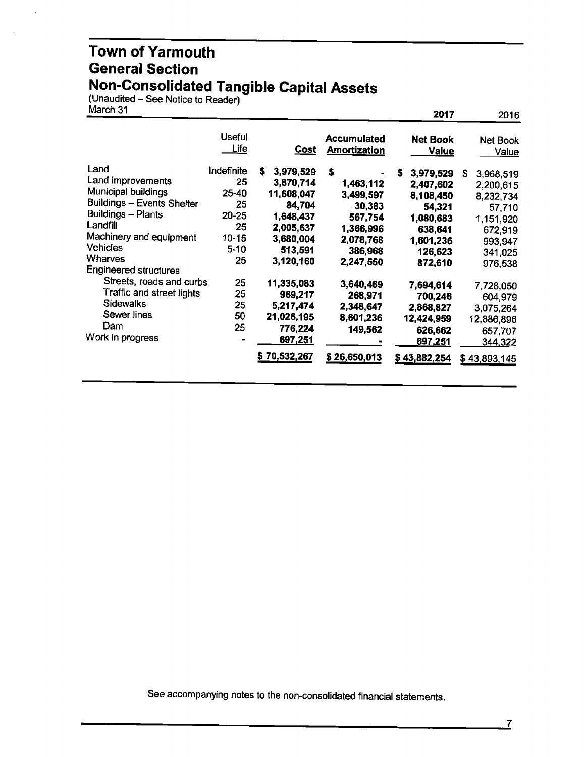# Town of Yarmouth
## General Section
## Non-Consolidated Tangible Capital Assets

(Unaudited – See Notice to Reader)
March 31

| | Useful Life | Cost | Accumulated Amortization | 2017 Net Book Value | 2016 Net Book Value |
|---|---|---|---|---|---|
| Land | Indefinite | $ 3,979,529 | $ - | $ 3,979,529 | $ 3,968,519 |
| Land improvements | 25 | 3,870,714 | 1,463,112 | 2,407,602 | 2,200,615 |
| Municipal buildings | 25-40 | 11,608,047 | 3,499,597 | 8,108,450 | 8,232,734 |
| Buildings – Events Shelter | 25 | 84,704 | 30,383 | 54,321 | 57,710 |
| Buildings – Plants | 20-25 | 1,648,437 | 567,754 | 1,080,683 | 1,151,920 |
| Landfill | 25 | 2,005,637 | 1,366,996 | 638,641 | 672,919 |
| Machinery and equipment | 10-15 | 3,680,004 | 2,078,768 | 1,601,236 | 993,947 |
| Vehicles | 5-10 | 513,591 | 386,968 | 126,623 | 341,025 |
| Wharves | 25 | 3,120,160 | 2,247,550 | 872,610 | 976,538 |
| Engineered structures | | | | | |
| Streets, roads and curbs | 25 | 11,335,083 | 3,640,469 | 7,694,614 | 7,728,050 |
| Traffic and street lights | 25 | 969,217 | 268,971 | 700,246 | 604,979 |
| Sidewalks | 25 | 5,217,474 | 2,348,647 | 2,868,827 | 3,075,264 |
| Sewer lines | 50 | 21,026,195 | 8,601,236 | 12,424,959 | 12,886,896 |
| Dam | 25 | 776,224 | 149,562 | 626,662 | 657,707 |
| Work in progress | - | 697,251 | - | 697,251 | 344,322 |
| | | $ 70,532,267 | $ 26,650,013 | $ 43,882,254 | $ 43,893,145 |

See accompanying notes to the non-consolidated financial statements.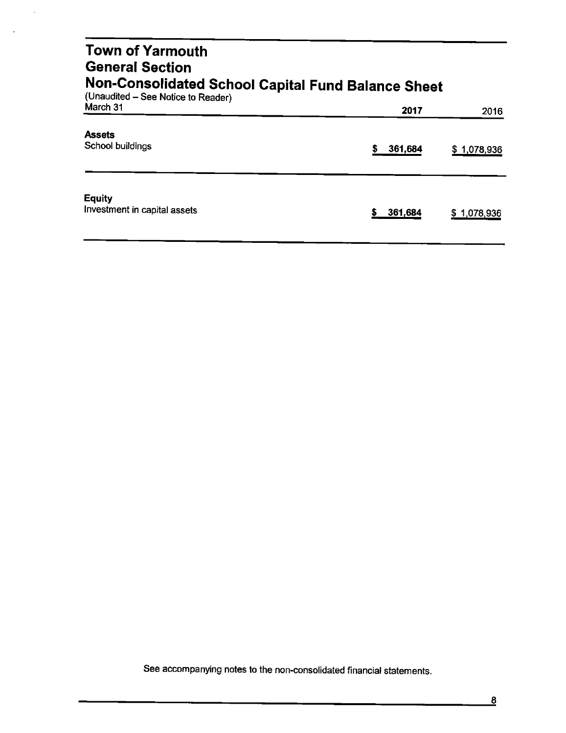# Town of Yarmouth
## General Section
## Non-Consolidated School Capital Fund Balance Sheet

(Unaudited – See Notice to Reader)

| March 31 | 2017 | 2016 |
|---|---|---|
| **Assets** | | |
| School buildings | $ 361,684 | $ 1,078,936 |
| **Equity** | | |
| Investment in capital assets | $ 361,684 | $ 1,078,936 |

See accompanying notes to the non-consolidated financial statements.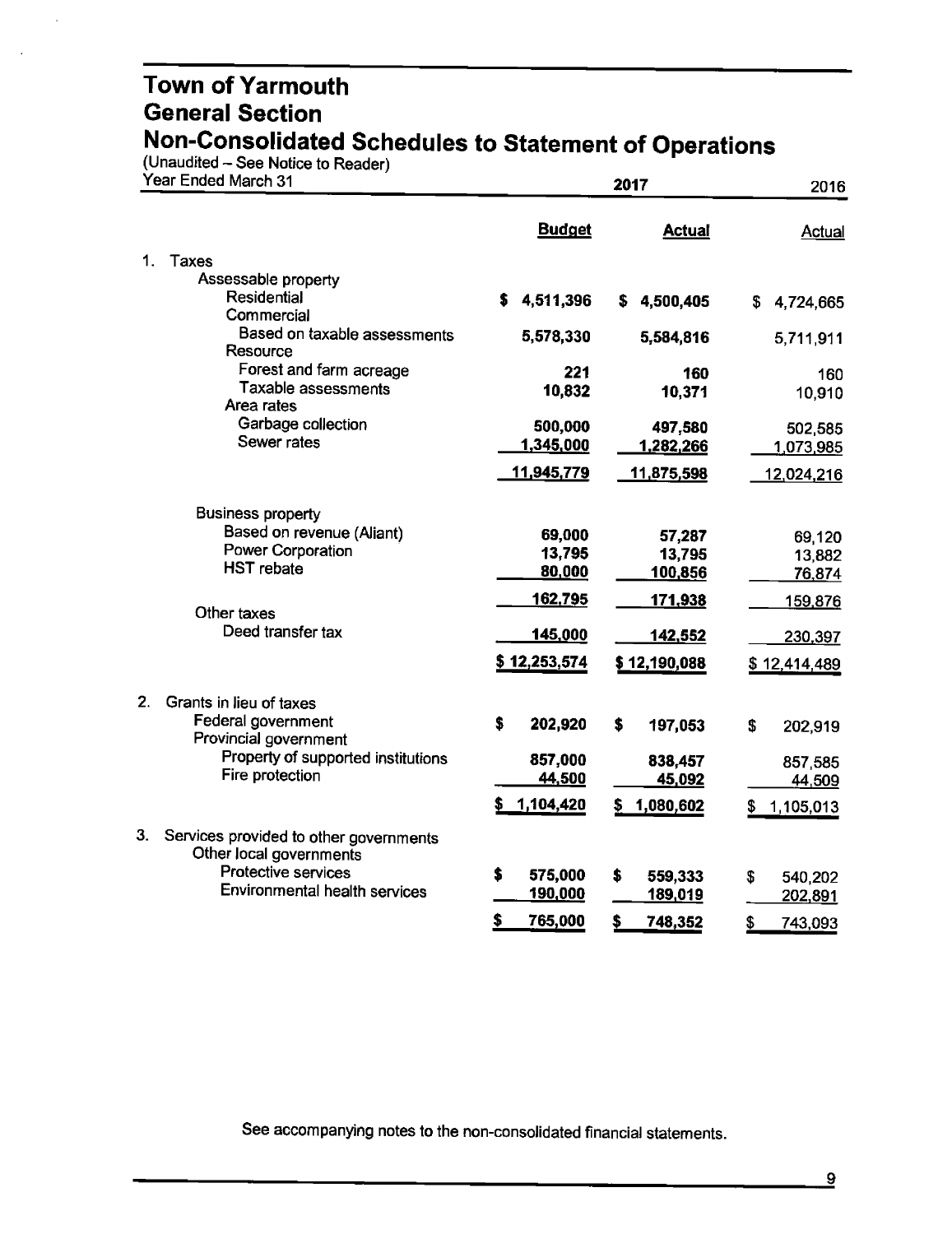# Town of Yarmouth
## General Section
## Non-Consolidated Schedules to Statement of Operations

(Unaudited – See Notice to Reader)

| Year Ended March 31 | 2017 | | 2016 |
|---|---|---|---|
| | **Budget** | **Actual** | Actual |
| **1. Taxes** | | | |
| Assessable property | | | |
| Residential | **$ 4,511,396** | **$ 4,500,405** | $ 4,724,665 |
| Commercial | | | |
| Based on taxable assessments | **5,578,330** | **5,584,816** | 5,711,911 |
| Resource | | | |
| Forest and farm acreage | **221** | **160** | 160 |
| Taxable assessments | **10,832** | **10,371** | 10,910 |
| Area rates | | | |
| Garbage collection | **500,000** | **497,580** | 502,585 |
| Sewer rates | **1,345,000** | **1,282,266** | 1,073,985 |
| | **11,945,779** | **11,875,598** | 12,024,216 |
| Business property | | | |
| Based on revenue (Aliant) | **69,000** | **57,287** | 69,120 |
| Power Corporation | **13,795** | **13,795** | 13,882 |
| HST rebate | **80,000** | **100,856** | 76,874 |
| | **162,795** | **171,938** | 159,876 |
| Other taxes | | | |
| Deed transfer tax | **145,000** | **142,552** | 230,397 |
| | **$ 12,253,574** | **$ 12,190,088** | $ 12,414,489 |
| **2. Grants in lieu of taxes** | | | |
| Federal government | **$ 202,920** | **$ 197,053** | $ 202,919 |
| Provincial government | | | |
| Property of supported institutions | **857,000** | **838,457** | 857,585 |
| Fire protection | **44,500** | **45,092** | 44,509 |
| | **$ 1,104,420** | **$ 1,080,602** | $ 1,105,013 |
| **3. Services provided to other governments** | | | |
| Other local governments | | | |
| Protective services | **$ 575,000** | **$ 559,333** | $ 540,202 |
| Environmental health services | **190,000** | **189,019** | 202,891 |
| | **$ 765,000** | **$ 748,352** | $ 743,093 |

See accompanying notes to the non-consolidated financial statements.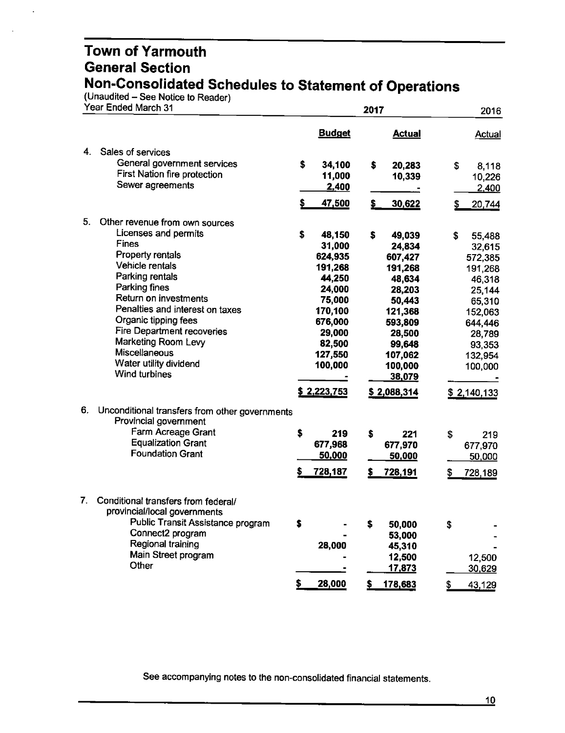# Town of Yarmouth
## General Section
## Non-Consolidated Schedules to Statement of Operations

(Unaudited – See Notice to Reader)

| Year Ended March 31 | 2017 Budget | 2017 Actual | 2016 Actual |
|---|---|---|---|
| **4. Sales of services** | | | |
| General government services | $ 34,100 | $ 20,283 | $ 8,118 |
| First Nation fire protection | 11,000 | 10,339 | 10,226 |
| Sewer agreements | 2,400 | - | 2,400 |
| | $ 47,500 | $ 30,622 | $ 20,744 |
| **5. Other revenue from own sources** | | | |
| Licenses and permits | $ 48,150 | $ 49,039 | $ 55,488 |
| Fines | 31,000 | 24,834 | 32,615 |
| Property rentals | 624,935 | 607,427 | 572,385 |
| Vehicle rentals | 191,268 | 191,268 | 191,268 |
| Parking rentals | 44,250 | 48,634 | 46,318 |
| Parking fines | 24,000 | 28,203 | 25,144 |
| Return on investments | 75,000 | 50,443 | 65,310 |
| Penalties and interest on taxes | 170,100 | 121,368 | 152,063 |
| Organic tipping fees | 676,000 | 593,809 | 644,446 |
| Fire Department recoveries | 29,000 | 28,500 | 28,789 |
| Marketing Room Levy | 82,500 | 99,648 | 93,353 |
| Miscellaneous | 127,550 | 107,062 | 132,954 |
| Water utility dividend | 100,000 | 100,000 | 100,000 |
| Wind turbines | - | 38,079 | - |
| | $ 2,223,753 | $ 2,088,314 | $ 2,140,133 |
| **6. Unconditional transfers from other governments** | | | |
| Provincial government | | | |
| Farm Acreage Grant | $ 219 | $ 221 | $ 219 |
| Equalization Grant | 677,968 | 677,970 | 677,970 |
| Foundation Grant | 50,000 | 50,000 | 50,000 |
| | $ 728,187 | $ 728,191 | $ 728,189 |
| **7. Conditional transfers from federal/provincial/local governments** | | | |
| Public Transit Assistance program | $ - | $ 50,000 | $ - |
| Connect2 program | - | 53,000 | - |
| Regional training | 28,000 | 45,310 | - |
| Main Street program | - | 12,500 | 12,500 |
| Other | - | 17,873 | 30,629 |
| | $ 28,000 | $ 178,683 | $ 43,129 |

See accompanying notes to the non-consolidated financial statements.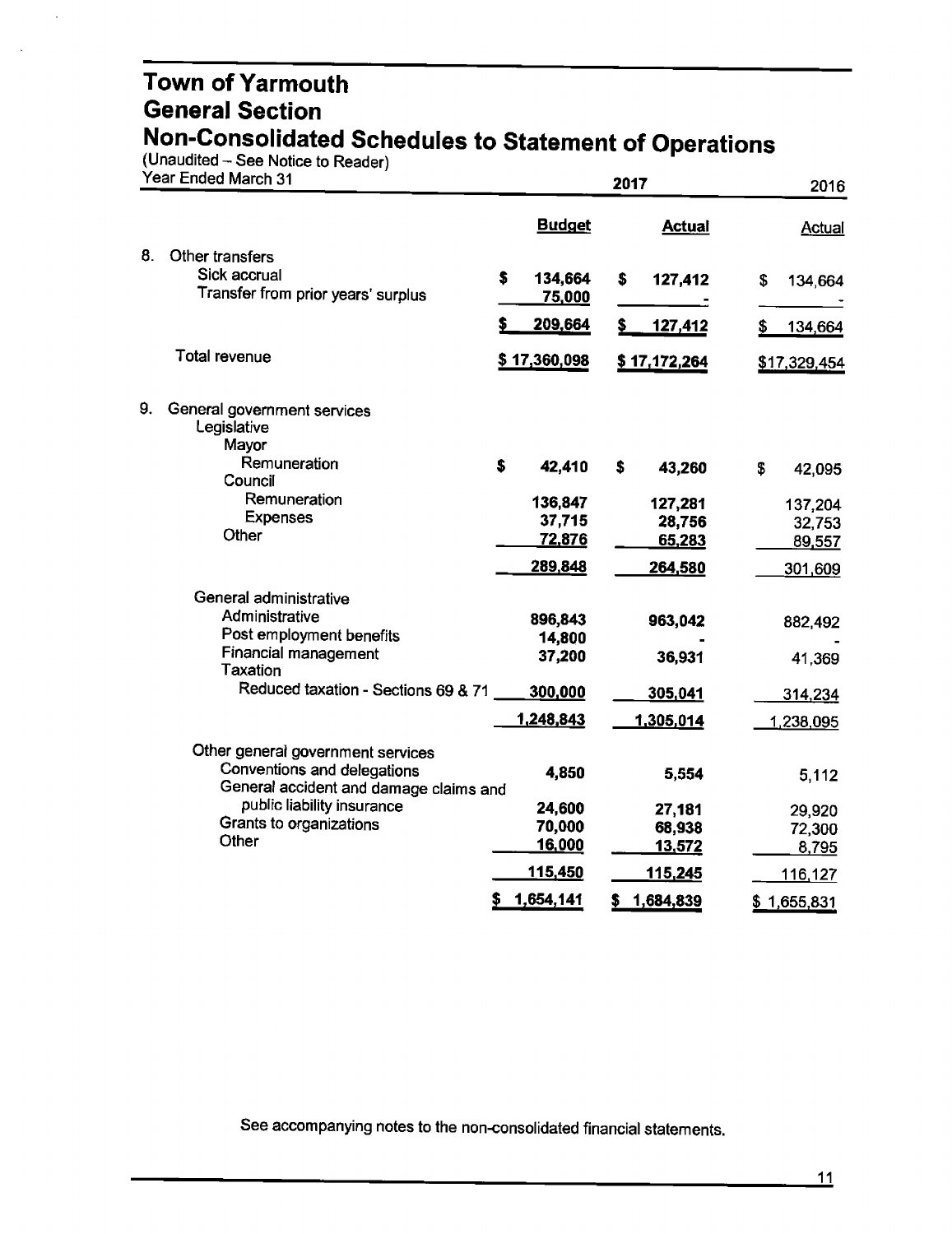# Town of Yarmouth
## General Section
## Non-Consolidated Schedules to Statement of Operations

(Unaudited – See Notice to Reader)

| Year Ended March 31 | 2017 Budget | 2017 Actual | 2016 Actual |
|---|---|---|---|
| **8. Other transfers** | | | |
| Sick accrual | $ 134,664 | $ 127,412 | $ 134,664 |
| Transfer from prior years' surplus | 75,000 | - | - |
| | $ 209,664 | $ 127,412 | $ 134,664 |
| Total revenue | $ 17,360,098 | $ 17,172,264 | $17,329,454 |
| **9. General government services** | | | |
| Legislative | | | |
| Mayor | | | |
| Remuneration | $ 42,410 | $ 43,260 | $ 42,095 |
| Council | | | |
| Remuneration | 136,847 | 127,281 | 137,204 |
| Expenses | 37,715 | 28,756 | 32,753 |
| Other | 72,876 | 65,283 | 89,557 |
| | 289,848 | 264,580 | 301,609 |
| General administrative | | | |
| Administrative | 896,843 | 963,042 | 882,492 |
| Post employment benefits | 14,800 | - | - |
| Financial management | 37,200 | 36,931 | 41,369 |
| Taxation | | | |
| Reduced taxation - Sections 69 & 71 | 300,000 | 305,041 | 314,234 |
| | 1,248,843 | 1,305,014 | 1,238,095 |
| Other general government services | | | |
| Conventions and delegations | 4,850 | 5,554 | 5,112 |
| General accident and damage claims and public liability insurance | 24,600 | 27,181 | 29,920 |
| Grants to organizations | 70,000 | 68,938 | 72,300 |
| Other | 16,000 | 13,572 | 8,795 |
| | 115,450 | 115,245 | 116,127 |
| | $ 1,654,141 | $ 1,684,839 | $ 1,655,831 |

See accompanying notes to the non-consolidated financial statements.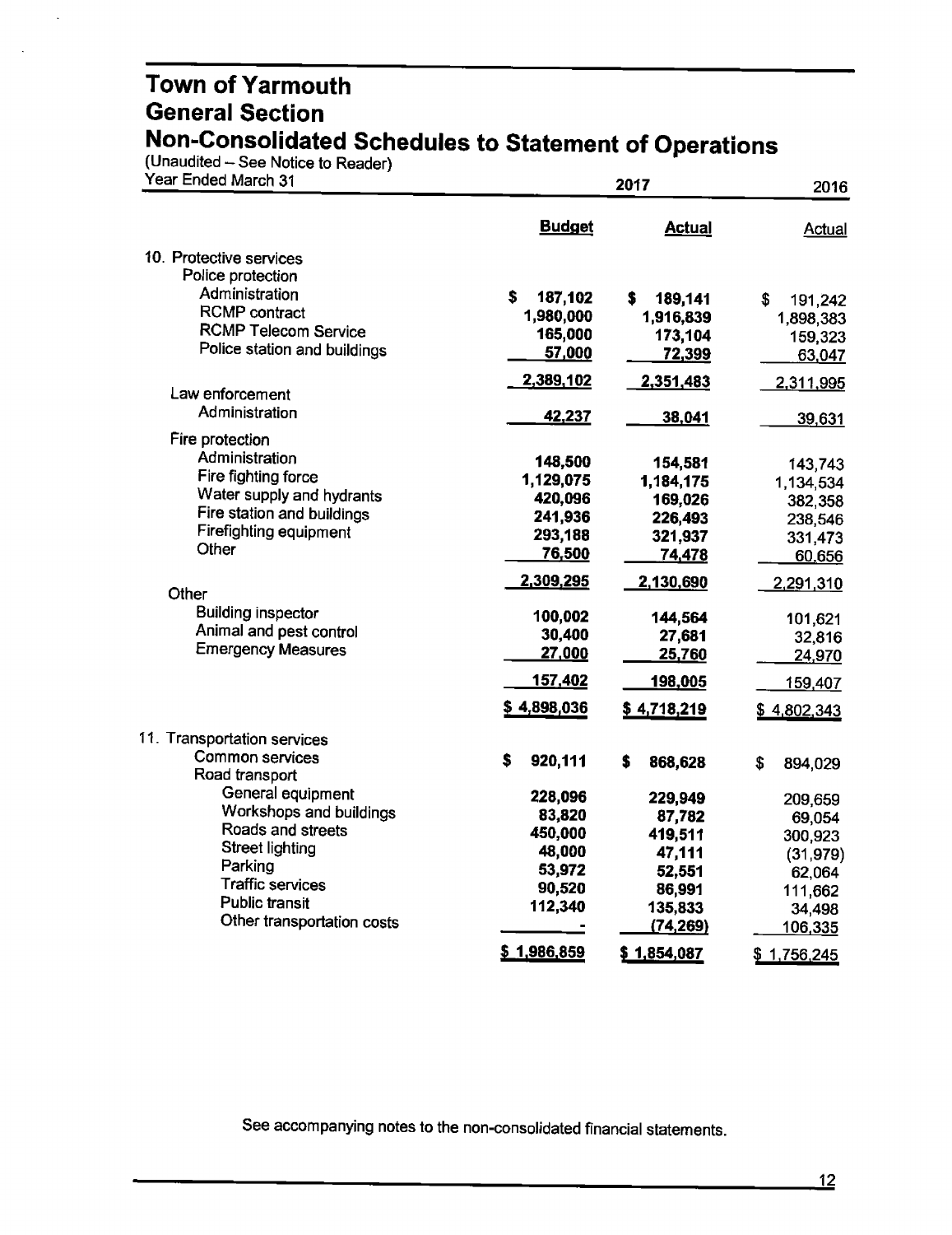# Town of Yarmouth
## General Section
## Non-Consolidated Schedules to Statement of Operations

(Unaudited – See Notice to Reader)

| Year Ended March 31 | 2017 Budget | 2017 Actual | 2016 Actual |
|---|---|---|---|
| **10. Protective services** | | | |
| Police protection | | | |
| Administration | $ 187,102 | $ 189,141 | $ 191,242 |
| RCMP contract | 1,980,000 | 1,916,839 | 1,898,383 |
| RCMP Telecom Service | 165,000 | 173,104 | 159,323 |
| Police station and buildings | 57,000 | 72,399 | 63,047 |
| | 2,389,102 | 2,351,483 | 2,311,995 |
| Law enforcement | | | |
| Administration | 42,237 | 38,041 | 39,631 |
| Fire protection | | | |
| Administration | 148,500 | 154,581 | 143,743 |
| Fire fighting force | 1,129,075 | 1,184,175 | 1,134,534 |
| Water supply and hydrants | 420,096 | 169,026 | 382,358 |
| Fire station and buildings | 241,936 | 226,493 | 238,546 |
| Firefighting equipment | 293,188 | 321,937 | 331,473 |
| Other | 76,500 | 74,478 | 60,656 |
| | 2,309,295 | 2,130,690 | 2,291,310 |
| Other | | | |
| Building inspector | 100,002 | 144,564 | 101,621 |
| Animal and pest control | 30,400 | 27,681 | 32,816 |
| Emergency Measures | 27,000 | 25,760 | 24,970 |
| | 157,402 | 198,005 | 159,407 |
| | $ 4,898,036 | $ 4,718,219 | $ 4,802,343 |
| **11. Transportation services** | | | |
| Common services | $ 920,111 | $ 868,628 | $ 894,029 |
| Road transport | | | |
| General equipment | 228,096 | 229,949 | 209,659 |
| Workshops and buildings | 83,820 | 87,782 | 69,054 |
| Roads and streets | 450,000 | 419,511 | 300,923 |
| Street lighting | 48,000 | 47,111 | (31,979) |
| Parking | 53,972 | 52,551 | 62,064 |
| Traffic services | 90,520 | 86,991 | 111,662 |
| Public transit | 112,340 | 135,833 | 34,498 |
| Other transportation costs | - | (74,269) | 106,335 |
| | $ 1,986,859 | $ 1,854,087 | $ 1,756,245 |

See accompanying notes to the non-consolidated financial statements.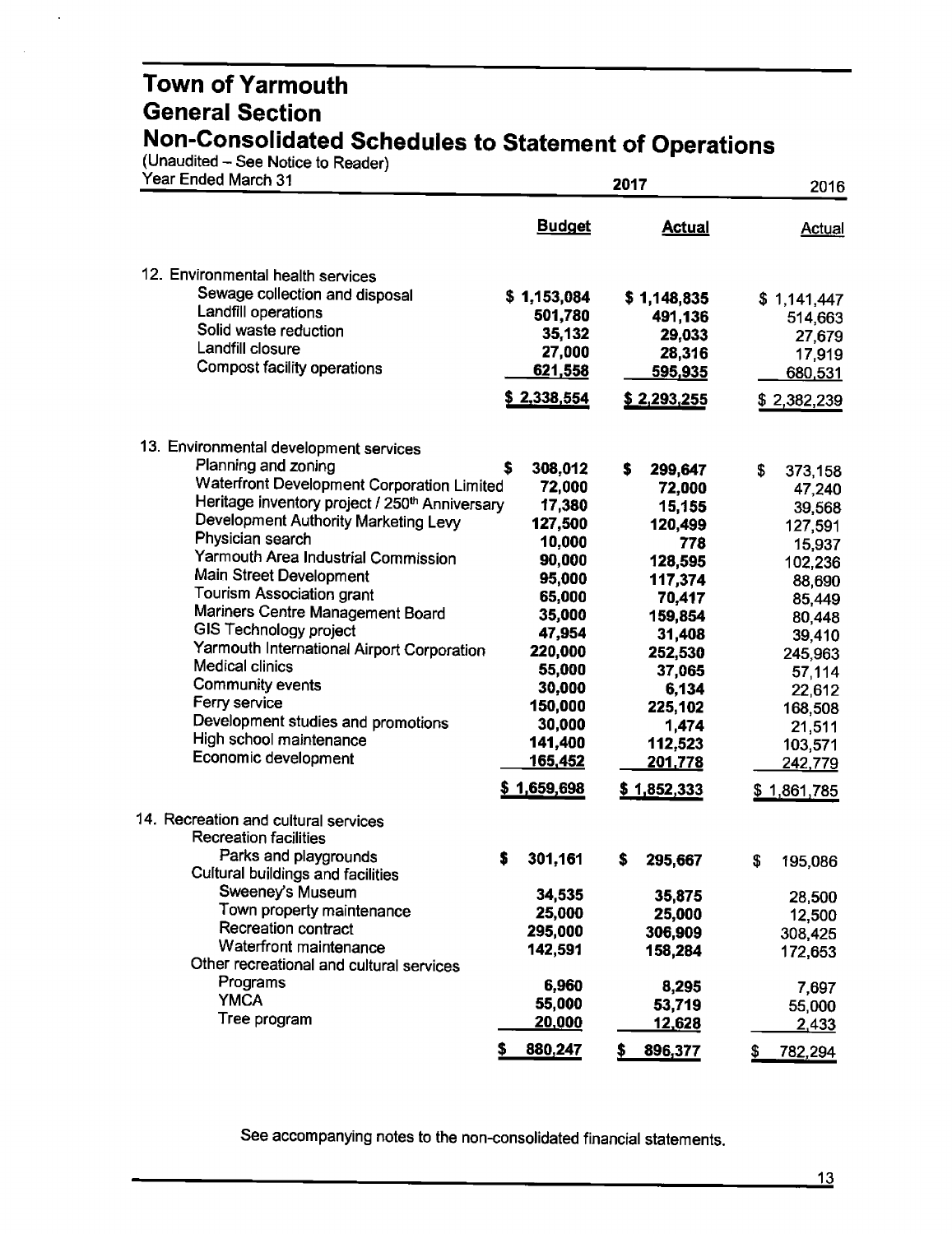# Town of Yarmouth
## General Section
## Non-Consolidated Schedules to Statement of Operations

(Unaudited – See Notice to Reader)

| Year Ended March 31 | 2017 Budget | 2017 Actual | 2016 Actual |
|---|---|---|---|
| **12. Environmental health services** | | | |
| Sewage collection and disposal | $ 1,153,084 | $ 1,148,835 | $ 1,141,447 |
| Landfill operations | 501,780 | 491,136 | 514,663 |
| Solid waste reduction | 35,132 | 29,033 | 27,679 |
| Landfill closure | 27,000 | 28,316 | 17,919 |
| Compost facility operations | 621,558 | 595,935 | 680,531 |
| | $ 2,338,554 | $ 2,293,255 | $ 2,382,239 |
| **13. Environmental development services** | | | |
| Planning and zoning | $ 308,012 | $ 299,647 | $ 373,158 |
| Waterfront Development Corporation Limited | 72,000 | 72,000 | 47,240 |
| Heritage inventory project / 250th Anniversary | 17,380 | 15,155 | 39,568 |
| Development Authority Marketing Levy | 127,500 | 120,499 | 127,591 |
| Physician search | 10,000 | 778 | 15,937 |
| Yarmouth Area Industrial Commission | 90,000 | 128,595 | 102,236 |
| Main Street Development | 95,000 | 117,374 | 88,690 |
| Tourism Association grant | 65,000 | 70,417 | 85,449 |
| Mariners Centre Management Board | 35,000 | 159,854 | 80,448 |
| GIS Technology project | 47,954 | 31,408 | 39,410 |
| Yarmouth International Airport Corporation | 220,000 | 252,530 | 245,963 |
| Medical clinics | 55,000 | 37,065 | 57,114 |
| Community events | 30,000 | 6,134 | 22,612 |
| Ferry service | 150,000 | 225,102 | 168,508 |
| Development studies and promotions | 30,000 | 1,474 | 21,511 |
| High school maintenance | 141,400 | 112,523 | 103,571 |
| Economic development | 165,452 | 201,778 | 242,779 |
| | $ 1,659,698 | $ 1,852,333 | $ 1,861,785 |
| **14. Recreation and cultural services** | | | |
| Recreation facilities | | | |
| Parks and playgrounds | $ 301,161 | $ 295,667 | $ 195,086 |
| Cultural buildings and facilities | | | |
| Sweeney's Museum | 34,535 | 35,875 | 28,500 |
| Town property maintenance | 25,000 | 25,000 | 12,500 |
| Recreation contract | 295,000 | 306,909 | 308,425 |
| Waterfront maintenance | 142,591 | 158,284 | 172,653 |
| Other recreational and cultural services | | | |
| Programs | 6,960 | 8,295 | 7,697 |
| YMCA | 55,000 | 53,719 | 55,000 |
| Tree program | 20,000 | 12,628 | 2,433 |
| | $ 880,247 | $ 896,377 | $ 782,294 |

See accompanying notes to the non-consolidated financial statements.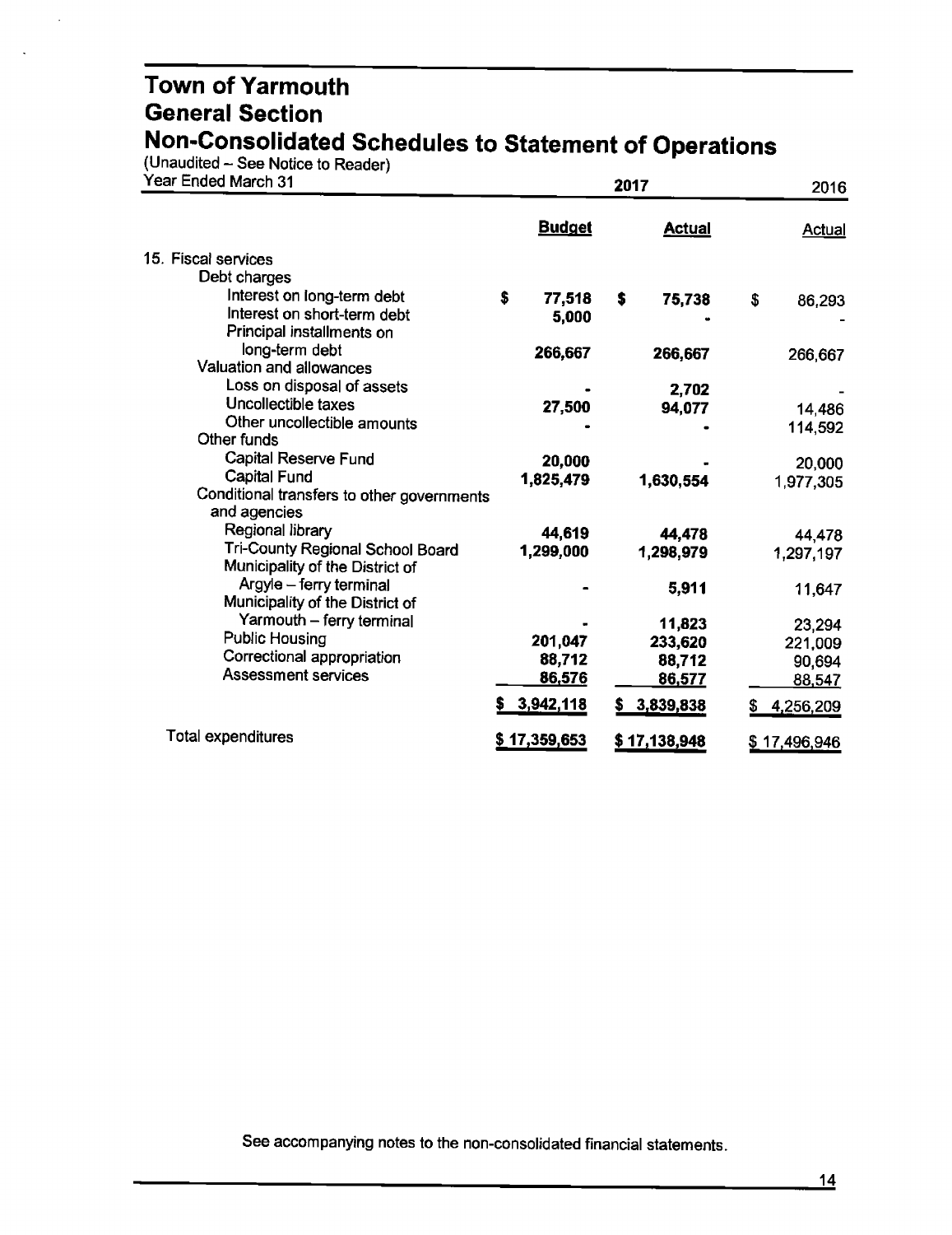# Town of Yarmouth
## General Section
## Non-Consolidated Schedules to Statement of Operations

(Unaudited – See Notice to Reader)

| Year Ended March 31 | 2017 Budget | 2017 Actual | 2016 Actual |
|---|---|---|---|
| 15. Fiscal services | | | |
| Debt charges | | | |
| Interest on long-term debt | $ 77,518 | $ 75,738 | $ 86,293 |
| Interest on short-term debt | 5,000 | - | - |
| Principal installments on long-term debt | 266,667 | 266,667 | 266,667 |
| Valuation and allowances | | | |
| Loss on disposal of assets | - | 2,702 | - |
| Uncollectible taxes | 27,500 | 94,077 | 14,486 |
| Other uncollectible amounts | - | - | 114,592 |
| Other funds | | | |
| Capital Reserve Fund | 20,000 | - | 20,000 |
| Capital Fund | 1,825,479 | 1,630,554 | 1,977,305 |
| Conditional transfers to other governments and agencies | | | |
| Regional library | 44,619 | 44,478 | 44,478 |
| Tri-County Regional School Board | 1,299,000 | 1,298,979 | 1,297,197 |
| Municipality of the District of Argyle – ferry terminal | - | 5,911 | 11,647 |
| Municipality of the District of Yarmouth – ferry terminal | - | 11,823 | 23,294 |
| Public Housing | 201,047 | 233,620 | 221,009 |
| Correctional appropriation | 88,712 | 88,712 | 90,694 |
| Assessment services | 86,576 | 86,577 | 88,547 |
| | $ 3,942,118 | $ 3,839,838 | $ 4,256,209 |
| Total expenditures | $ 17,359,653 | $ 17,138,948 | $ 17,496,946 |

See accompanying notes to the non-consolidated financial statements.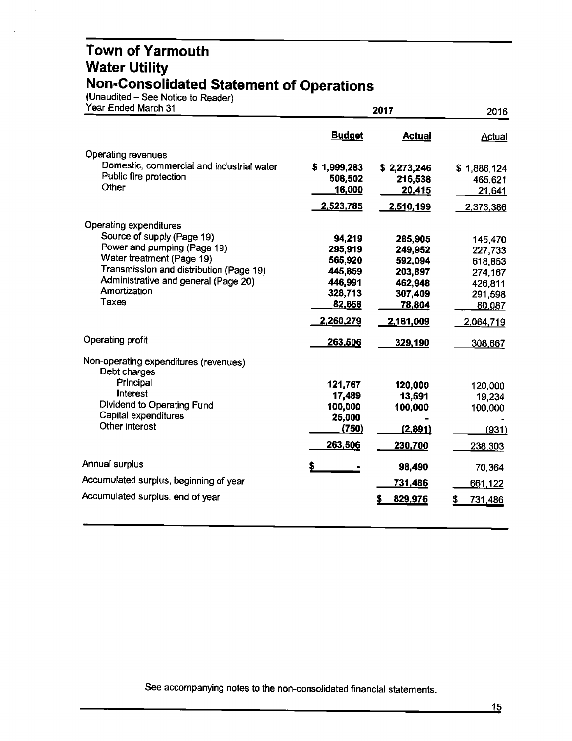# Town of Yarmouth
## Water Utility
## Non-Consolidated Statement of Operations

(Unaudited – See Notice to Reader)

| Year Ended March 31 | 2017 Budget | 2017 Actual | 2016 Actual |
|---|---|---|---|
| **Operating revenues** | | | |
| Domestic, commercial and industrial water | $ 1,999,283 | $ 2,273,246 | $ 1,886,124 |
| Public fire protection | 508,502 | 216,538 | 465,621 |
| Other | 16,000 | 20,415 | 21,641 |
| | 2,523,785 | 2,510,199 | 2,373,386 |
| **Operating expenditures** | | | |
| Source of supply (Page 19) | 94,219 | 285,905 | 145,470 |
| Power and pumping (Page 19) | 295,919 | 249,952 | 227,733 |
| Water treatment (Page 19) | 565,920 | 592,094 | 618,853 |
| Transmission and distribution (Page 19) | 445,859 | 203,897 | 274,167 |
| Administrative and general (Page 20) | 446,991 | 462,948 | 426,811 |
| Amortization | 328,713 | 307,409 | 291,598 |
| Taxes | 82,658 | 78,804 | 80,087 |
| | 2,260,279 | 2,181,009 | 2,064,719 |
| **Operating profit** | 263,506 | 329,190 | 308,667 |
| **Non-operating expenditures (revenues)** | | | |
| Debt charges | | | |
| Principal | 121,767 | 120,000 | 120,000 |
| Interest | 17,489 | 13,591 | 19,234 |
| Dividend to Operating Fund | 100,000 | 100,000 | 100,000 |
| Capital expenditures | 25,000 | - | - |
| Other interest | (750) | (2,891) | (931) |
| | 263,506 | 230,700 | 238,303 |
| **Annual surplus** | $ - | 98,490 | 70,364 |
| **Accumulated surplus, beginning of year** | | 731,486 | 661,122 |
| **Accumulated surplus, end of year** | | $ 829,976 | $ 731,486 |

See accompanying notes to the non-consolidated financial statements.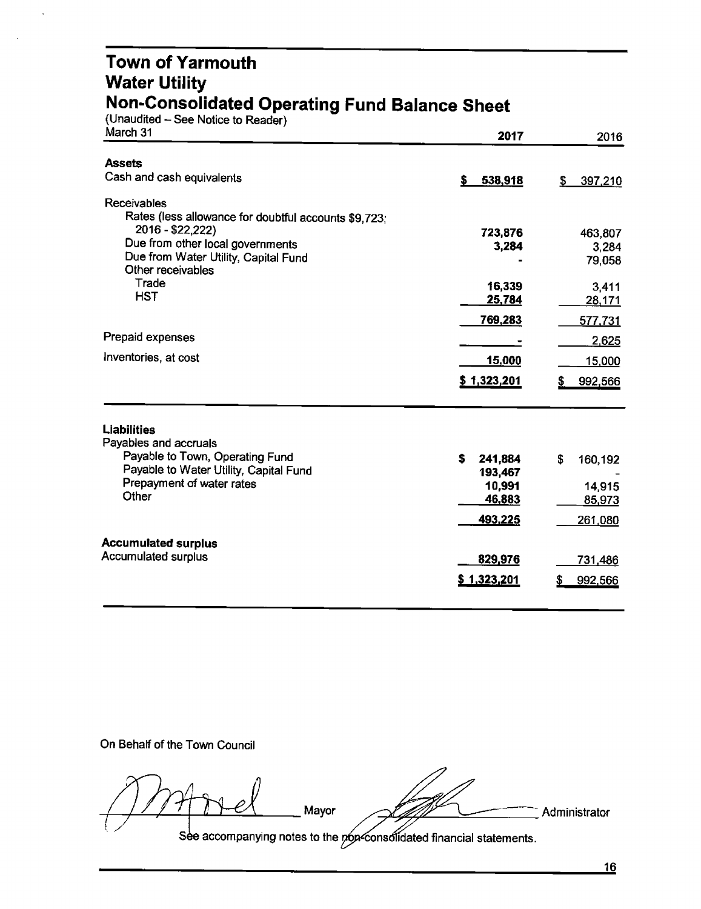# Town of Yarmouth
## Water Utility
## Non-Consolidated Operating Fund Balance Sheet

(Unaudited – See Notice to Reader)

| March 31 | 2017 | 2016 |
|---|---|---|
| **Assets** | | |
| Cash and cash equivalents | $ 538,918 | $ 397,210 |
| Receivables | | |
| Rates (less allowance for doubtful accounts $9,723; 2016 - $22,222) | 723,876 | 463,807 |
| Due from other local governments | 3,284 | 3,284 |
| Due from Water Utility, Capital Fund | - | 79,058 |
| Other receivables | | |
| Trade | 16,339 | 3,411 |
| HST | 25,784 | 28,171 |
| | 769,283 | 577,731 |
| Prepaid expenses | - | 2,625 |
| Inventories, at cost | 15,000 | 15,000 |
| | $ 1,323,201 | $ 992,566 |
| **Liabilities** | | |
| Payables and accruals | | |
| Payable to Town, Operating Fund | $ 241,884 | $ 160,192 |
| Payable to Water Utility, Capital Fund | 193,467 | - |
| Prepayment of water rates | 10,991 | 14,915 |
| Other | 46,883 | 85,973 |
| | 493,225 | 261,080 |
| **Accumulated surplus** | | |
| Accumulated surplus | 829,976 | 731,486 |
| | $ 1,323,201 | $ 992,566 |

On Behalf of the Town Council

_______________ Mayor _______________ Administrator

See accompanying notes to the non-consolidated financial statements.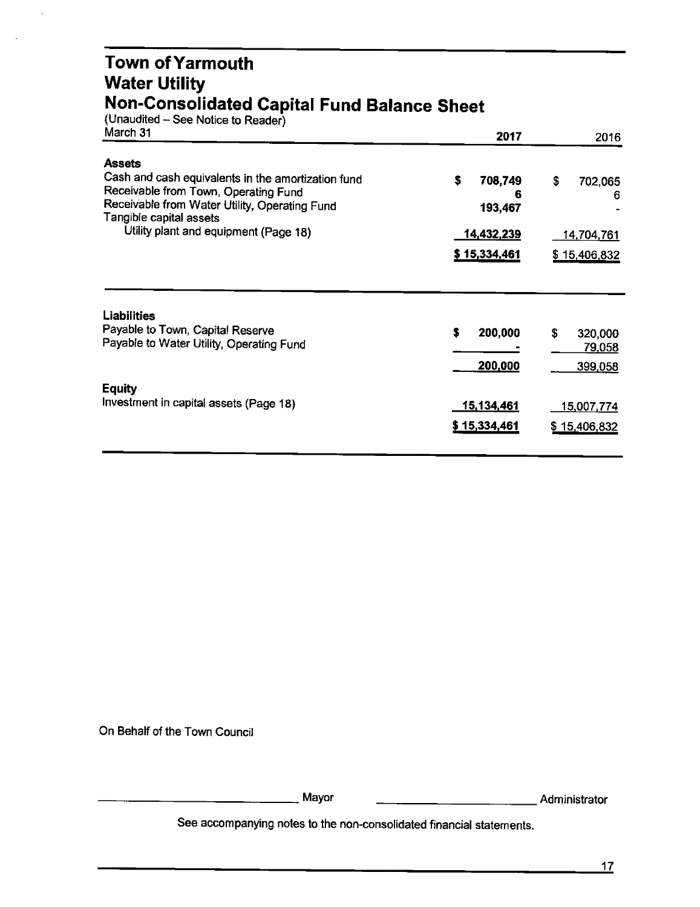# Town of Yarmouth
## Water Utility
## Non-Consolidated Capital Fund Balance Sheet

(Unaudited – See Notice to Reader)

| March 31 | 2017 | 2016 |
|---|---|---|
| **Assets** | | |
| Cash and cash equivalents in the amortization fund | $ 708,749 | $ 702,065 |
| Receivable from Town, Operating Fund | 6 | 6 |
| Receivable from Water Utility, Operating Fund | 193,467 | - |
| Tangible capital assets | | |
| Utility plant and equipment (Page 18) | 14,432,239 | 14,704,761 |
| | $ 15,334,461 | $ 15,406,832 |
| **Liabilities** | | |
| Payable to Town, Capital Reserve | $ 200,000 | $ 320,000 |
| Payable to Water Utility, Operating Fund | - | 79,058 |
| | 200,000 | 399,058 |
| **Equity** | | |
| Investment in capital assets (Page 18) | 15,134,461 | 15,007,774 |
| | $ 15,334,461 | $ 15,406,832 |

On Behalf of the Town Council

\_\_\_\_\_\_\_\_\_\_\_\_\_\_\_\_\_\_\_\_ Mayor \_\_\_\_\_\_\_\_\_\_\_\_\_\_\_\_\_\_\_\_ Administrator

See accompanying notes to the non-consolidated financial statements.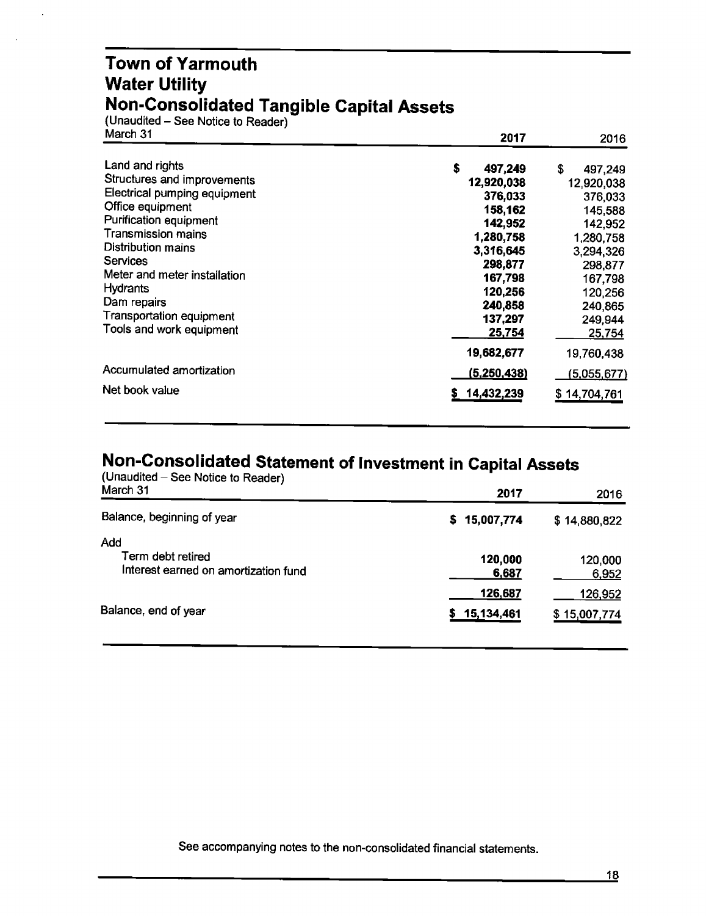# Town of Yarmouth
# Water Utility
# Non-Consolidated Tangible Capital Assets

(Unaudited – See Notice to Reader)

| March 31 | 2017 | 2016 |
|---|---|---|
| Land and rights | $ 497,249 | $ 497,249 |
| Structures and improvements | 12,920,038 | 12,920,038 |
| Electrical pumping equipment | 376,033 | 376,033 |
| Office equipment | 158,162 | 145,588 |
| Purification equipment | 142,952 | 142,952 |
| Transmission mains | 1,280,758 | 1,280,758 |
| Distribution mains | 3,316,645 | 3,294,326 |
| Services | 298,877 | 298,877 |
| Meter and meter installation | 167,798 | 167,798 |
| Hydrants | 120,256 | 120,256 |
| Dam repairs | 240,858 | 240,865 |
| Transportation equipment | 137,297 | 249,944 |
| Tools and work equipment | 25,754 | 25,754 |
| | 19,682,677 | 19,760,438 |
| Accumulated amortization | (5,250,438) | (5,055,677) |
| Net book value | $ 14,432,239 | $ 14,704,761 |

# Non-Consolidated Statement of Investment in Capital Assets

(Unaudited – See Notice to Reader)

| March 31 | 2017 | 2016 |
|---|---|---|
| Balance, beginning of year | $ 15,007,774 | $ 14,880,822 |
| Add | | |
| Term debt retired | 120,000 | 120,000 |
| Interest earned on amortization fund | 6,687 | 6,952 |
| | 126,687 | 126,952 |
| Balance, end of year | $ 15,134,461 | $ 15,007,774 |

See accompanying notes to the non-consolidated financial statements.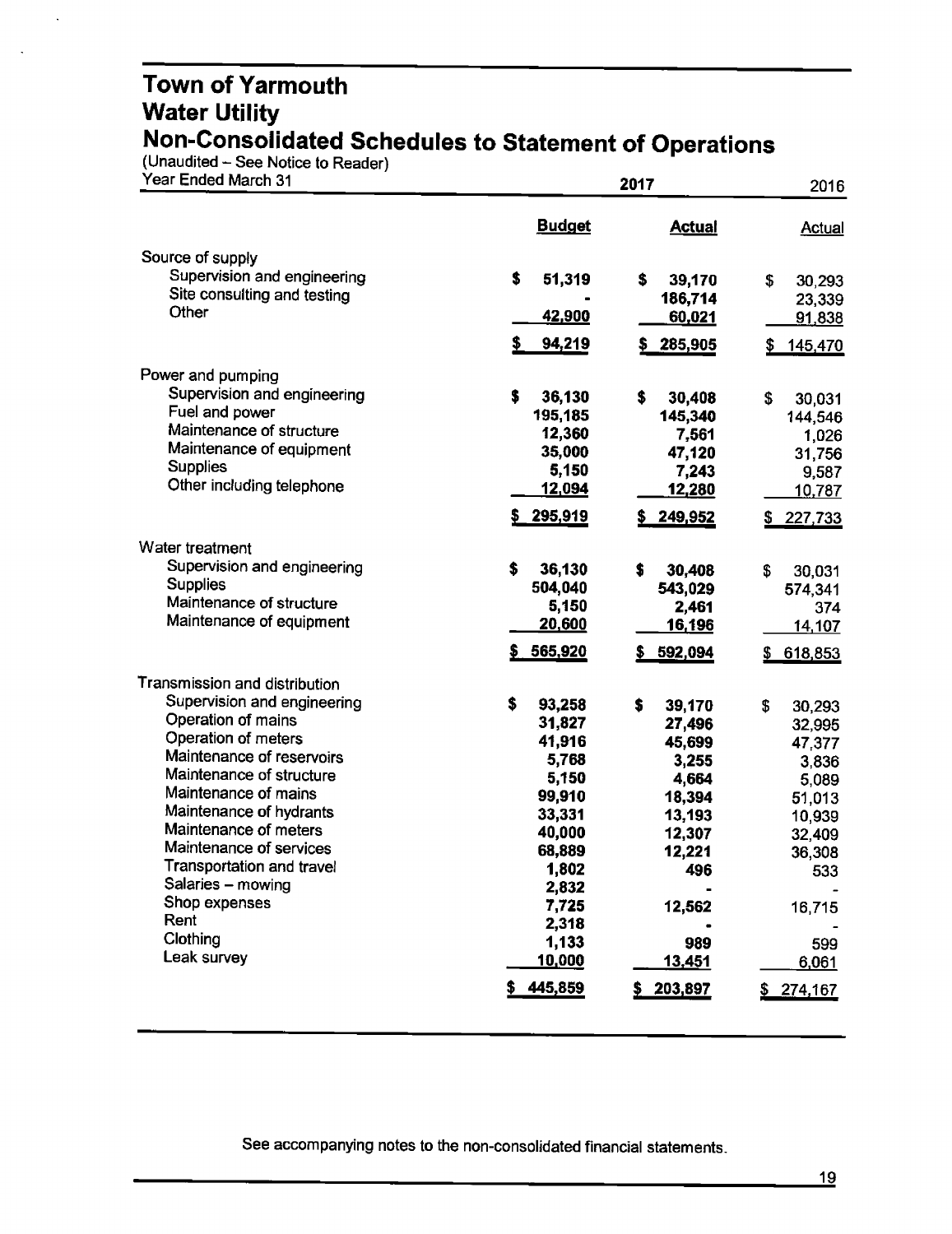# Town of Yarmouth
# Water Utility
# Non-Consolidated Schedules to Statement of Operations

(Unaudited – See Notice to Reader)

| Year Ended March 31 | 2017 Budget | 2017 Actual | 2016 Actual |
|---|---|---|---|
| **Source of supply** | | | |
| Supervision and engineering | $ 51,319 | $ 39,170 | $ 30,293 |
| Site consulting and testing | - | 186,714 | 23,339 |
| Other | 42,900 | 60,021 | 91,838 |
| | $ 94,219 | $ 285,905 | $ 145,470 |
| **Power and pumping** | | | |
| Supervision and engineering | $ 36,130 | $ 30,408 | $ 30,031 |
| Fuel and power | 195,185 | 145,340 | 144,546 |
| Maintenance of structure | 12,360 | 7,561 | 1,026 |
| Maintenance of equipment | 35,000 | 47,120 | 31,756 |
| Supplies | 5,150 | 7,243 | 9,587 |
| Other including telephone | 12,094 | 12,280 | 10,787 |
| | $ 295,919 | $ 249,952 | $ 227,733 |
| **Water treatment** | | | |
| Supervision and engineering | $ 36,130 | $ 30,408 | $ 30,031 |
| Supplies | 504,040 | 543,029 | 574,341 |
| Maintenance of structure | 5,150 | 2,461 | 374 |
| Maintenance of equipment | 20,600 | 16,196 | 14,107 |
| | $ 565,920 | $ 592,094 | $ 618,853 |
| **Transmission and distribution** | | | |
| Supervision and engineering | $ 93,258 | $ 39,170 | $ 30,293 |
| Operation of mains | 31,827 | 27,496 | 32,995 |
| Operation of meters | 41,916 | 45,699 | 47,377 |
| Maintenance of reservoirs | 5,768 | 3,255 | 3,836 |
| Maintenance of structure | 5,150 | 4,664 | 5,089 |
| Maintenance of mains | 99,910 | 18,394 | 51,013 |
| Maintenance of hydrants | 33,331 | 13,193 | 10,939 |
| Maintenance of meters | 40,000 | 12,307 | 32,409 |
| Maintenance of services | 68,889 | 12,221 | 36,308 |
| Transportation and travel | 1,802 | 496 | 533 |
| Salaries – mowing | 2,832 | - | - |
| Shop expenses | 7,725 | 12,562 | 16,715 |
| Rent | 2,318 | - | |
| Clothing | 1,133 | 989 | 599 |
| Leak survey | 10,000 | 13,451 | 6,061 |
| | $ 445,859 | $ 203,897 | $ 274,167 |

See accompanying notes to the non-consolidated financial statements.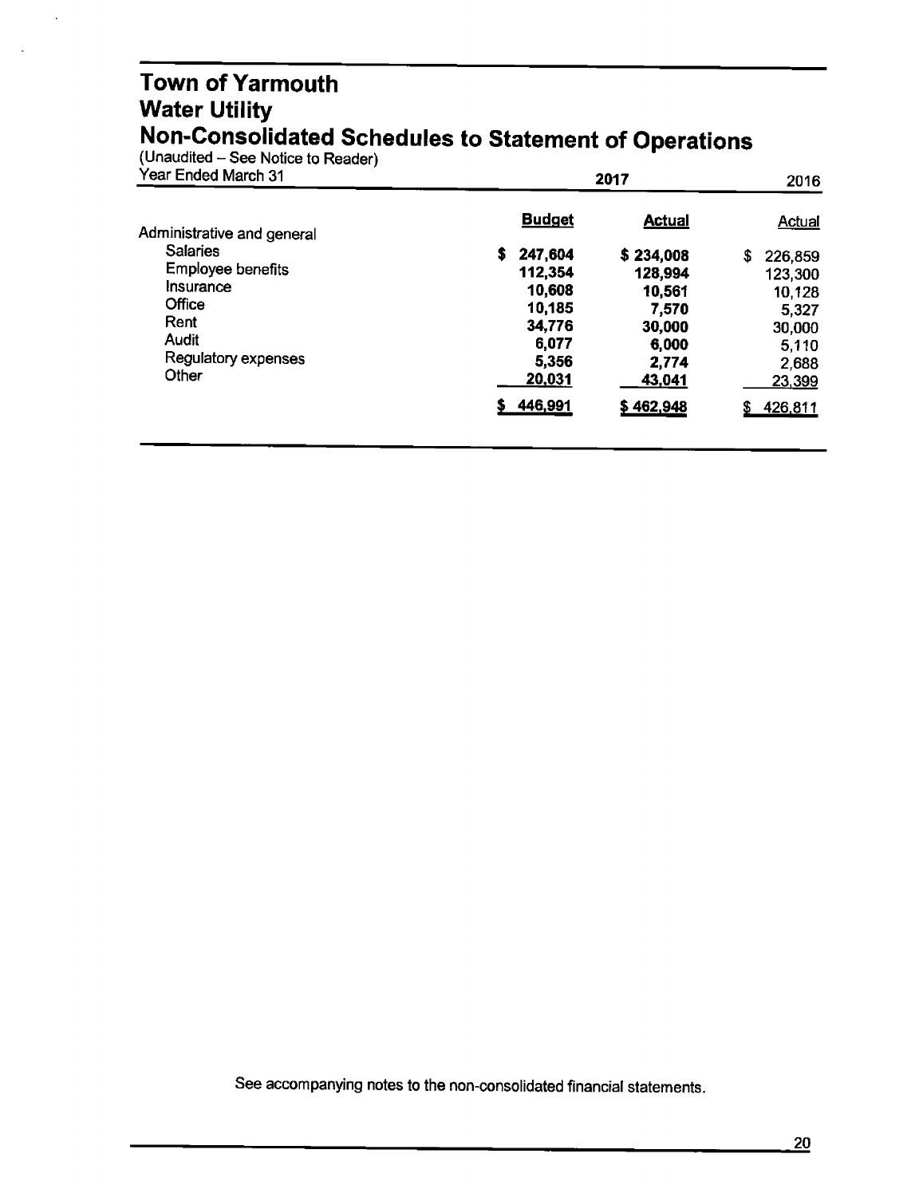# Town of Yarmouth
## Water Utility
## Non-Consolidated Schedules to Statement of Operations

(Unaudited – See Notice to Reader)

| Year Ended March 31 | 2017 | | 2016 |
|---|---|---|---|
| | **Budget** | **Actual** | Actual |
| Administrative and general | | | |
| Salaries | $ 247,604 | $ 234,008 | $ 226,859 |
| Employee benefits | 112,354 | 128,994 | 123,300 |
| Insurance | 10,608 | 10,561 | 10,128 |
| Office | 10,185 | 7,570 | 5,327 |
| Rent | 34,776 | 30,000 | 30,000 |
| Audit | 6,077 | 6,000 | 5,110 |
| Regulatory expenses | 5,356 | 2,774 | 2,688 |
| Other | 20,031 | 43,041 | 23,399 |
| | $ 446,991 | $ 462,948 | $ 426,811 |

See accompanying notes to the non-consolidated financial statements.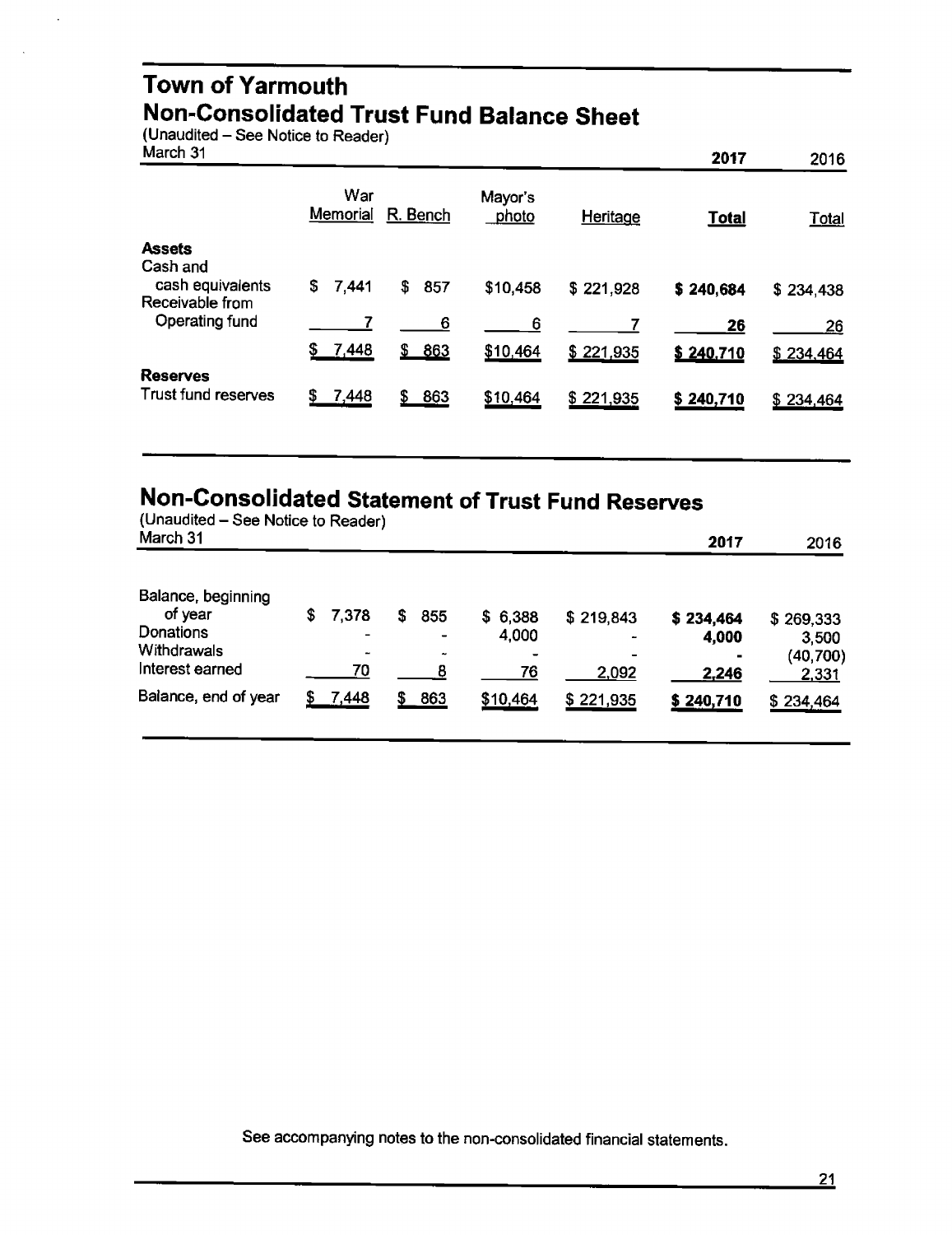# Town of Yarmouth

## Non-Consolidated Trust Fund Balance Sheet

(Unaudited – See Notice to Reader)
March 31

| | War Memorial | R. Bench | Mayor's photo | Heritage | **2017 Total** | 2016 Total |
|---|---|---|---|---|---|---|
| **Assets** | | | | | | |
| Cash and cash equivalents | $ 7,441 | $ 857 | $10,458 | $ 221,928 | **$ 240,684** | $ 234,438 |
| Receivable from Operating fund | 7 | 6 | 6 | 7 | **26** | 26 |
| | $ 7,448 | $ 863 | $10,464 | $ 221,935 | **$ 240,710** | $ 234,464 |
| **Reserves** | | | | | | |
| Trust fund reserves | $ 7,448 | $ 863 | $10,464 | $ 221,935 | **$ 240,710** | $ 234,464 |

## Non-Consolidated Statement of Trust Fund Reserves

(Unaudited – See Notice to Reader)
March 31

| | War Memorial | R. Bench | Mayor's photo | Heritage | **2017** | 2016 |
|---|---|---|---|---|---|---|
| Balance, beginning of year | $ 7,378 | $ 855 | $ 6,388 | $ 219,843 | **$ 234,464** | $ 269,333 |
| Donations | - | - | 4,000 | - | **4,000** | 3,500 |
| Withdrawals | - | - | - | - | **-** | (40,700) |
| Interest earned | 70 | 8 | 76 | 2,092 | **2,246** | 2,331 |
| Balance, end of year | $ 7,448 | $ 863 | $10,464 | $ 221,935 | **$ 240,710** | $ 234,464 |

See accompanying notes to the non-consolidated financial statements.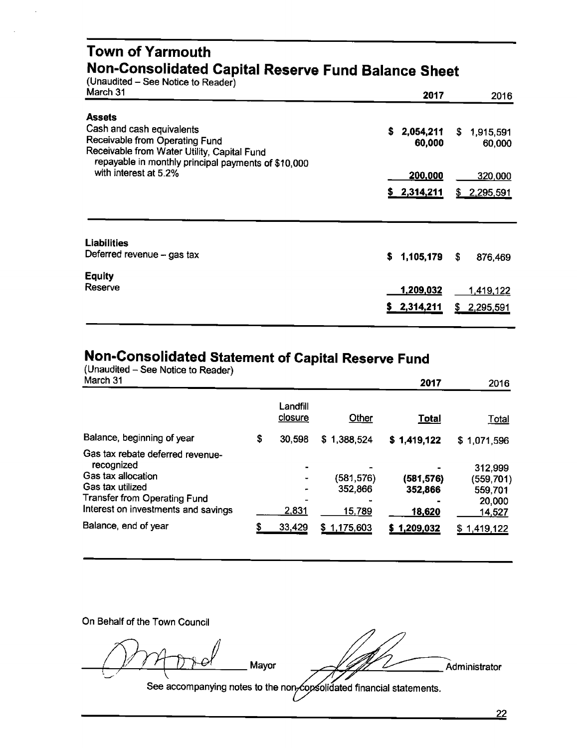# Town of Yarmouth

## Non-Consolidated Capital Reserve Fund Balance Sheet

(Unaudited – See Notice to Reader)

| March 31 | 2017 | 2016 |
|---|---|---|
| **Assets** | | |
| Cash and cash equivalents | $ 2,054,211 | $ 1,915,591 |
| Receivable from Operating Fund | 60,000 | 60,000 |
| Receivable from Water Utility, Capital Fund repayable in monthly principal payments of $10,000 with interest at 5.2% | 200,000 | 320,000 |
| | $ 2,314,211 | $ 2,295,591 |
| **Liabilities** | | |
| Deferred revenue – gas tax | $ 1,105,179 | $ 876,469 |
| **Equity** | | |
| Reserve | 1,209,032 | 1,419,122 |
| | $ 2,314,211 | $ 2,295,591 |

## Non-Consolidated Statement of Capital Reserve Fund

(Unaudited – See Notice to Reader)

| March 31 | Landfill closure | Other | 2017 Total | 2016 Total |
|---|---|---|---|---|
| Balance, beginning of year | $ 30,598 | $ 1,388,524 | $ 1,419,122 | $ 1,071,596 |
| Gas tax rebate deferred revenue-recognized | - | - | - | 312,999 |
| Gas tax allocation | - | (581,576) | (581,576) | (559,701) |
| Gas tax utilized | - | 352,866 | 352,866 | 559,701 |
| Transfer from Operating Fund | - | - | - | 20,000 |
| Interest on investments and savings | 2,831 | 15,789 | 18,620 | 14,527 |
| Balance, end of year | $ 33,429 | $ 1,175,603 | $ 1,209,032 | $ 1,419,122 |

On Behalf of the Town Council

_______________ Mayor  _______________ Administrator

See accompanying notes to the non-consolidated financial statements.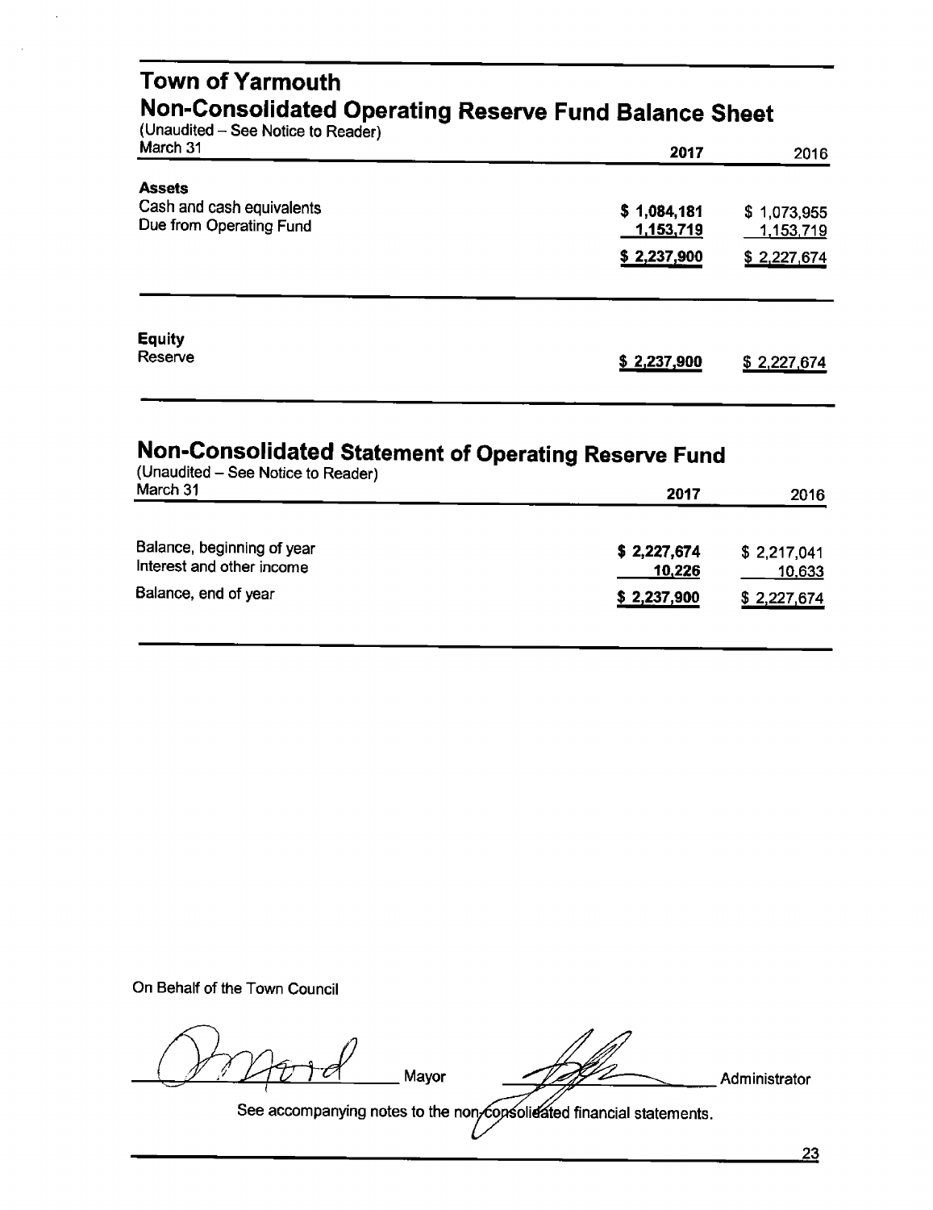# Town of Yarmouth

## Non-Consolidated Operating Reserve Fund Balance Sheet

(Unaudited – See Notice to Reader)

| March 31 | 2017 | 2016 |
|---|---|---|
| **Assets** | | |
| Cash and cash equivalents | $ 1,084,181 | $ 1,073,955 |
| Due from Operating Fund | 1,153,719 | 1,153,719 |
| | $ 2,237,900 | $ 2,227,674 |
| **Equity** | | |
| Reserve | $ 2,237,900 | $ 2,227,674 |

## Non-Consolidated Statement of Operating Reserve Fund

(Unaudited – See Notice to Reader)

| March 31 | 2017 | 2016 |
|---|---|---|
| Balance, beginning of year | $ 2,227,674 | $ 2,217,041 |
| Interest and other income | 10,226 | 10,633 |
| Balance, end of year | $ 2,237,900 | $ 2,227,674 |

On Behalf of the Town Council

_______________ Mayor _______________ Administrator

See accompanying notes to the non-consolidated financial statements.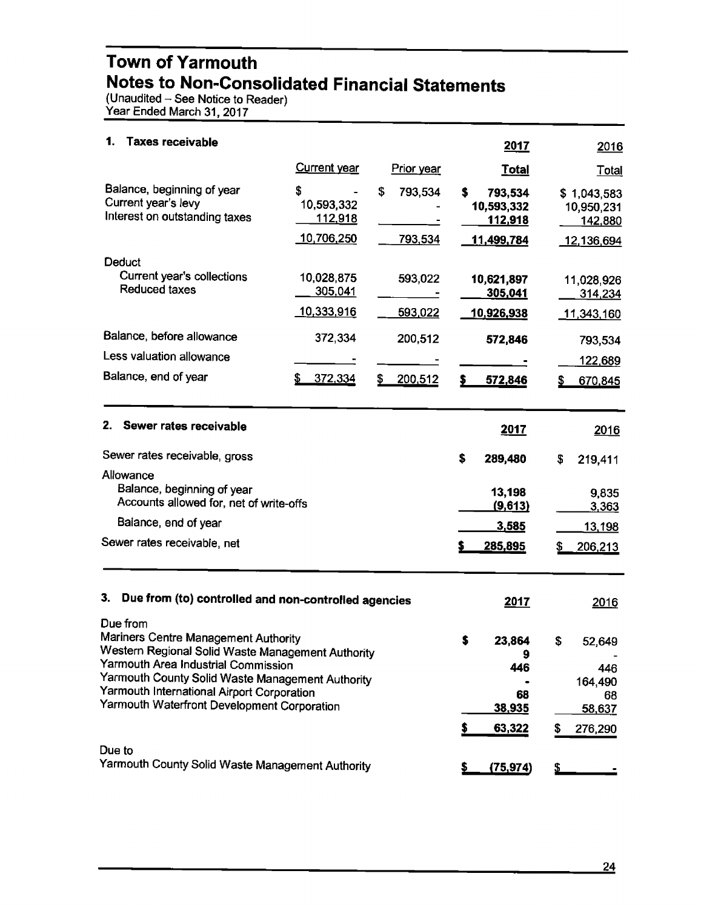# Town of Yarmouth
## Notes to Non-Consolidated Financial Statements

(Unaudited – See Notice to Reader)
Year Ended March 31, 2017

### 1. Taxes receivable

| | Current year | Prior year | 2017 Total | 2016 Total |
|---|---|---|---|---|
| Balance, beginning of year | $ - | $ 793,534 | **$ 793,534** | $ 1,043,583 |
| Current year's levy | 10,593,332 | - | **10,593,332** | 10,950,231 |
| Interest on outstanding taxes | 112,918 | - | **112,918** | 142,880 |
| | 10,706,250 | 793,534 | **11,499,784** | 12,136,694 |
| Deduct | | | | |
| Current year's collections | 10,028,875 | 593,022 | **10,621,897** | 11,028,926 |
| Reduced taxes | 305,041 | - | **305,041** | 314,234 |
| | 10,333,916 | 593,022 | **10,926,938** | 11,343,160 |
| Balance, before allowance | 372,334 | 200,512 | **572,846** | 793,534 |
| Less valuation allowance | - | - | **-** | 122,689 |
| Balance, end of year | $ 372,334 | $ 200,512 | **$ 572,846** | $ 670,845 |

### 2. Sewer rates receivable

| | 2017 | 2016 |
|---|---|---|
| Sewer rates receivable, gross | **$ 289,480** | $ 219,411 |
| Allowance | | |
| Balance, beginning of year | **13,198** | 9,835 |
| Accounts allowed for, net of write-offs | **(9,613)** | 3,363 |
| Balance, end of year | **3,585** | 13,198 |
| Sewer rates receivable, net | **$ 285,895** | $ 206,213 |

### 3. Due from (to) controlled and non-controlled agencies

| | 2017 | 2016 |
|---|---|---|
| Due from | | |
| Mariners Centre Management Authority | **$ 23,864** | $ 52,649 |
| Western Regional Solid Waste Management Authority | **9** | - |
| Yarmouth Area Industrial Commission | **446** | 446 |
| Yarmouth County Solid Waste Management Authority | **-** | 164,490 |
| Yarmouth International Airport Corporation | **68** | 68 |
| Yarmouth Waterfront Development Corporation | **38,935** | 58,637 |
| | **$ 63,322** | $ 276,290 |
| Due to | | |
| Yarmouth County Solid Waste Management Authority | **$ (75,974)** | $ - |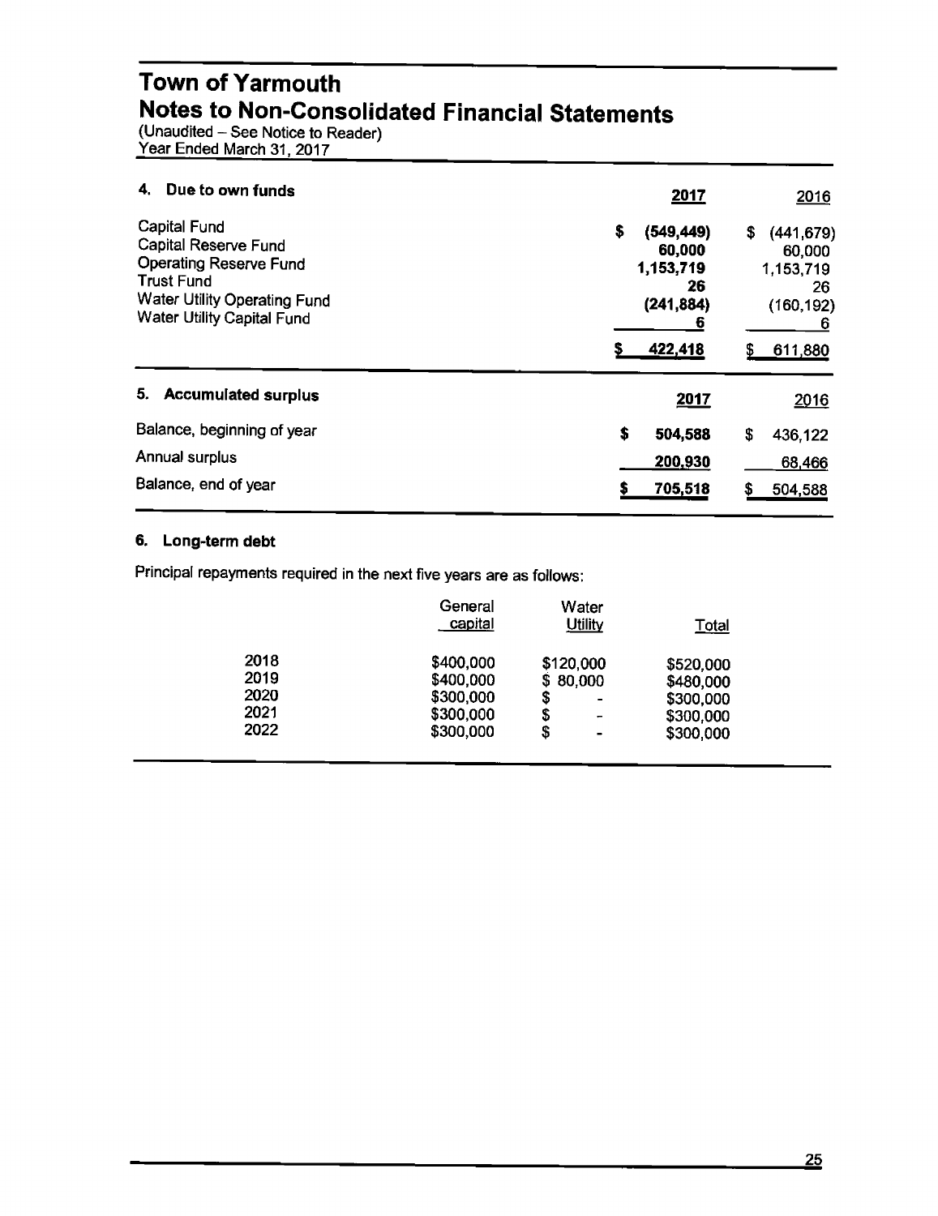# Town of Yarmouth
## Notes to Non-Consolidated Financial Statements
(Unaudited – See Notice to Reader)
Year Ended March 31, 2017

### 4. Due to own funds

| | 2017 | 2016 |
|---|---|---|
| Capital Fund | $ (549,449) | $ (441,679) |
| Capital Reserve Fund | 60,000 | 60,000 |
| Operating Reserve Fund | 1,153,719 | 1,153,719 |
| Trust Fund | 26 | 26 |
| Water Utility Operating Fund | (241,884) | (160,192) |
| Water Utility Capital Fund | 6 | 6 |
| | $ 422,418 | $ 611,880 |

### 5. Accumulated surplus

| | 2017 | 2016 |
|---|---|---|
| Balance, beginning of year | $ 504,588 | $ 436,122 |
| Annual surplus | 200,930 | 68,466 |
| Balance, end of year | $ 705,518 | $ 504,588 |

### 6. Long-term debt

Principal repayments required in the next five years are as follows:

| | General capital | Water Utility | Total |
|---|---|---|---|
| 2018 | $400,000 | $120,000 | $520,000 |
| 2019 | $400,000 | $ 80,000 | $480,000 |
| 2020 | $300,000 | $ - | $300,000 |
| 2021 | $300,000 | $ - | $300,000 |
| 2022 | $300,000 | $ - | $300,000 |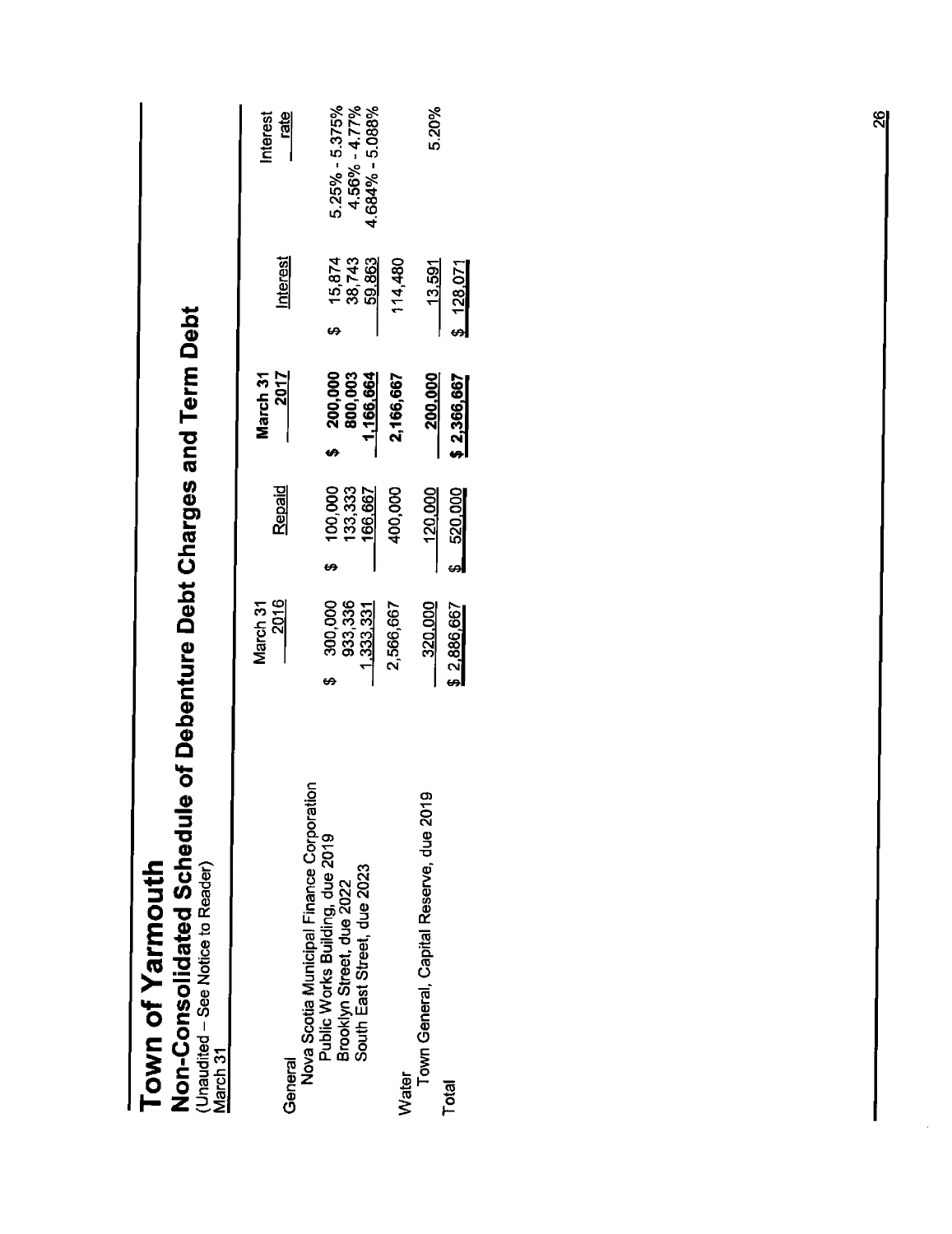# Town of Yarmouth

## Non-Consolidated Schedule of Debenture Debt Charges and Term Debt

(Unaudited – See Notice to Reader)
March 31

| | March 31 2016 | Repaid | March 31 2017 | Interest | Interest rate |
|---|---|---|---|---|---|
| General | | | | | |
| Nova Scotia Municipal Finance Corporation | | | | | |
| Public Works Building, due 2019 | $ 300,000 | $ 100,000 | $ 200,000 | $ 15,874 | 5.25% - 5.375% |
| Brooklyn Street, due 2022 | 933,336 | 133,333 | 800,003 | 38,743 | 4.56% - 4.77% |
| South East Street, due 2023 | 1,333,331 | 166,667 | 1,166,664 | 59,863 | 4.684% - 5.088% |
| | 2,566,667 | 400,000 | 2,166,667 | 114,480 | |
| Water | | | | | |
| Town General, Capital Reserve, due 2019 | 320,000 | 120,000 | 200,000 | 13,591 | 5.20% |
| Total | $ 2,886,667 | $ 520,000 | $ 2,366,667 | $ 128,071 | |